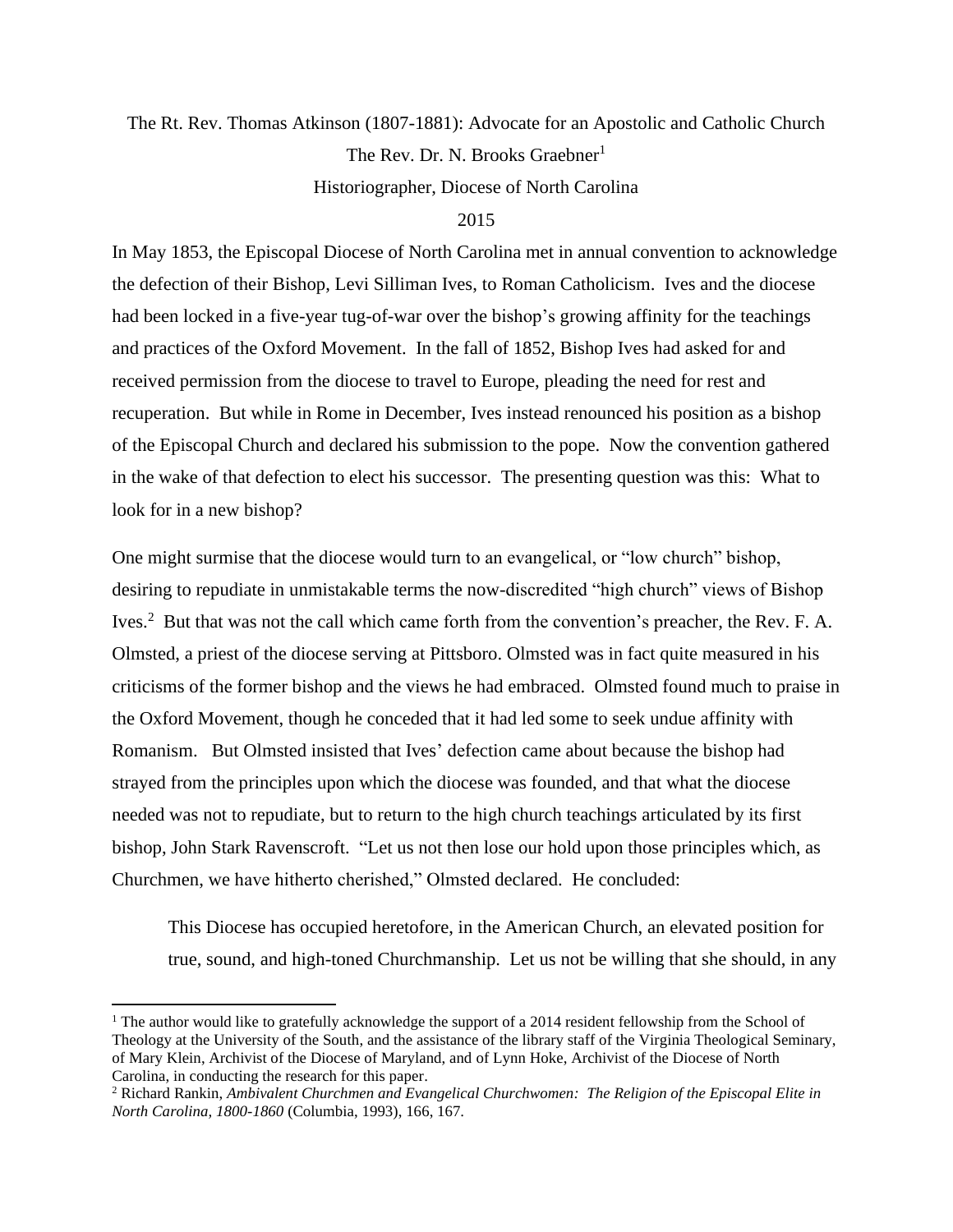# The Rt. Rev. Thomas Atkinson (1807-1881): Advocate for an Apostolic and Catholic Church

The Rev. Dr. N. Brooks Graebner[1]

Historiographer, Diocese of North Carolina

2015

In May 1853, the Episcopal Diocese of North Carolina met in annual convention to acknowledge the defection of their Bishop, Levi Silliman Ives, to Roman Catholicism. Ives and the diocese had been locked in a five-year tug-of-war over the bishop's growing affinity for the teachings and practices of the Oxford Movement. In the fall of 1852, Bishop Ives had asked for and received permission from the diocese to travel to Europe, pleading the need for rest and recuperation. But while in Rome in December, Ives instead renounced his position as a bishop of the Episcopal Church and declared his submission to the pope. Now the convention gathered in the wake of that defection to elect his successor. The presenting question was this: What to look for in a new bishop?

One might surmise that the diocese would turn to an evangelical, or "low church" bishop, desiring to repudiate in unmistakable terms the now-discredited "high church" views of Bishop Ives.[2] But that was not the call which came forth from the convention's preacher, the Rev. F. A. Olmsted, a priest of the diocese serving at Pittsboro. Olmsted was in fact quite measured in his criticisms of the former bishop and the views he had embraced. Olmsted found much to praise in the Oxford Movement, though he conceded that it had led some to seek undue affinity with Romanism. But Olmsted insisted that Ives' defection came about because the bishop had strayed from the principles upon which the diocese was founded, and that what the diocese needed was not to repudiate, but to return to the high church teachings articulated by its first bishop, John Stark Ravenscroft. "Let us not then lose our hold upon those principles which, as Churchmen, we have hitherto cherished," Olmsted declared. He concluded:

> This Diocese has occupied heretofore, in the American Church, an elevated position for true, sound, and high-toned Churchmanship. Let us not be willing that she should, in any

---

[1] The author would like to gratefully acknowledge the support of a 2014 resident fellowship from the School of Theology at the University of the South, and the assistance of the library staff of the Virginia Theological Seminary, of Mary Klein, Archivist of the Diocese of Maryland, and of Lynn Hoke, Archivist of the Diocese of North Carolina, in conducting the research for this paper.

[2] Richard Rankin, *Ambivalent Churchmen and Evangelical Churchwomen: The Religion of the Episcopal Elite in North Carolina, 1800-1860* (Columbia, 1993), 166, 167.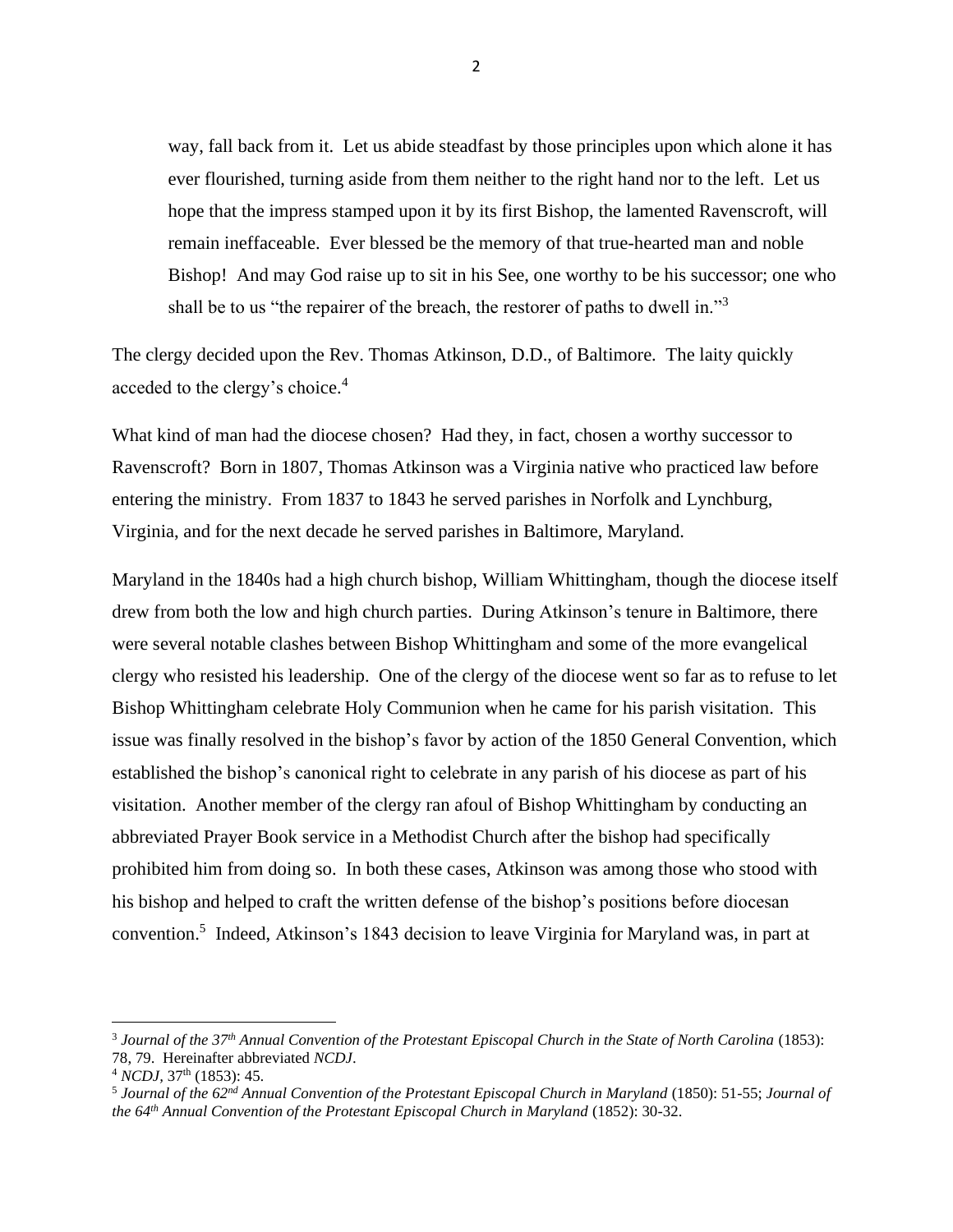> way, fall back from it. Let us abide steadfast by those principles upon which alone it has ever flourished, turning aside from them neither to the right hand nor to the left. Let us hope that the impress stamped upon it by its first Bishop, the lamented Ravenscroft, will remain ineffaceable. Ever blessed be the memory of that true-hearted man and noble Bishop! And may God raise up to sit in his See, one worthy to be his successor; one who shall be to us "the repairer of the breach, the restorer of paths to dwell in."[3]

The clergy decided upon the Rev. Thomas Atkinson, D.D., of Baltimore. The laity quickly acceded to the clergy's choice.[4]

What kind of man had the diocese chosen? Had they, in fact, chosen a worthy successor to Ravenscroft? Born in 1807, Thomas Atkinson was a Virginia native who practiced law before entering the ministry. From 1837 to 1843 he served parishes in Norfolk and Lynchburg, Virginia, and for the next decade he served parishes in Baltimore, Maryland.

Maryland in the 1840s had a high church bishop, William Whittingham, though the diocese itself drew from both the low and high church parties. During Atkinson's tenure in Baltimore, there were several notable clashes between Bishop Whittingham and some of the more evangelical clergy who resisted his leadership. One of the clergy of the diocese went so far as to refuse to let Bishop Whittingham celebrate Holy Communion when he came for his parish visitation. This issue was finally resolved in the bishop's favor by action of the 1850 General Convention, which established the bishop's canonical right to celebrate in any parish of his diocese as part of his visitation. Another member of the clergy ran afoul of Bishop Whittingham by conducting an abbreviated Prayer Book service in a Methodist Church after the bishop had specifically prohibited him from doing so. In both these cases, Atkinson was among those who stood with his bishop and helped to craft the written defense of the bishop's positions before diocesan convention.[5] Indeed, Atkinson's 1843 decision to leave Virginia for Maryland was, in part at

---

[3] *Journal of the 37th Annual Convention of the Protestant Episcopal Church in the State of North Carolina* (1853): 78, 79. Hereinafter abbreviated *NCDJ*.

[4] *NCDJ*, 37th (1853): 45.

[5] *Journal of the 62nd Annual Convention of the Protestant Episcopal Church in Maryland* (1850): 51-55; *Journal of the 64th Annual Convention of the Protestant Episcopal Church in Maryland* (1852): 30-32.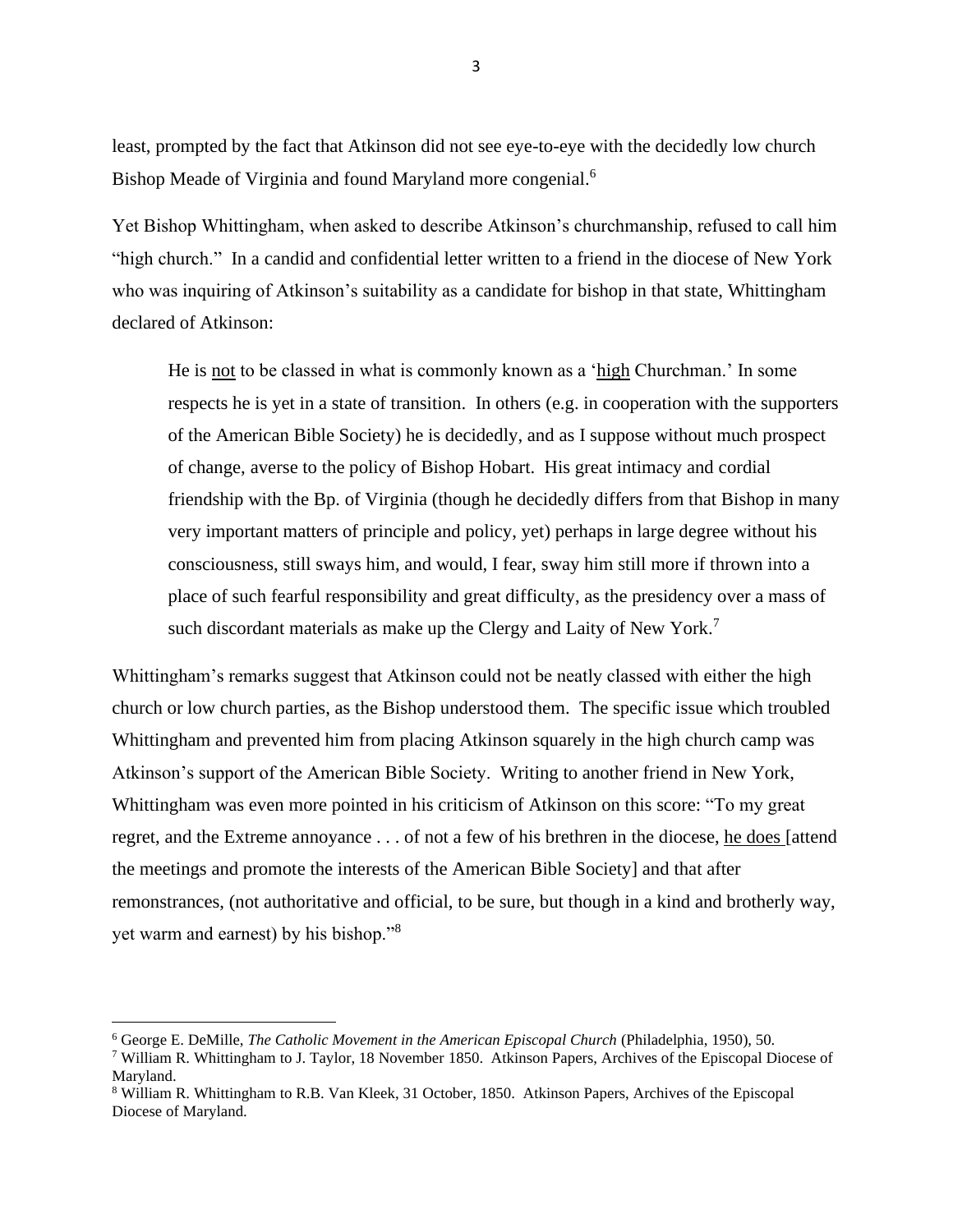least, prompted by the fact that Atkinson did not see eye-to-eye with the decidedly low church Bishop Meade of Virginia and found Maryland more congenial.[6]

Yet Bishop Whittingham, when asked to describe Atkinson's churchmanship, refused to call him "high church." In a candid and confidential letter written to a friend in the diocese of New York who was inquiring of Atkinson's suitability as a candidate for bishop in that state, Whittingham declared of Atkinson:

> He is <u>not</u> to be classed in what is commonly known as a '<u>high</u> Churchman.' In some respects he is yet in a state of transition. In others (e.g. in cooperation with the supporters of the American Bible Society) he is decidedly, and as I suppose without much prospect of change, averse to the policy of Bishop Hobart. His great intimacy and cordial friendship with the Bp. of Virginia (though he decidedly differs from that Bishop in many very important matters of principle and policy, yet) perhaps in large degree without his consciousness, still sways him, and would, I fear, sway him still more if thrown into a place of such fearful responsibility and great difficulty, as the presidency over a mass of such discordant materials as make up the Clergy and Laity of New York.[7]

Whittingham's remarks suggest that Atkinson could not be neatly classed with either the high church or low church parties, as the Bishop understood them. The specific issue which troubled Whittingham and prevented him from placing Atkinson squarely in the high church camp was Atkinson's support of the American Bible Society. Writing to another friend in New York, Whittingham was even more pointed in his criticism of Atkinson on this score: "To my great regret, and the Extreme annoyance . . . of not a few of his brethren in the diocese, <u>he does</u> [attend the meetings and promote the interests of the American Bible Society] and that after remonstrances, (not authoritative and official, to be sure, but though in a kind and brotherly way, yet warm and earnest) by his bishop."[8]

---

[6] George E. DeMille, *The Catholic Movement in the American Episcopal Church* (Philadelphia, 1950), 50.

[7] William R. Whittingham to J. Taylor, 18 November 1850. Atkinson Papers, Archives of the Episcopal Diocese of Maryland.

[8] William R. Whittingham to R.B. Van Kleek, 31 October, 1850. Atkinson Papers, Archives of the Episcopal Diocese of Maryland.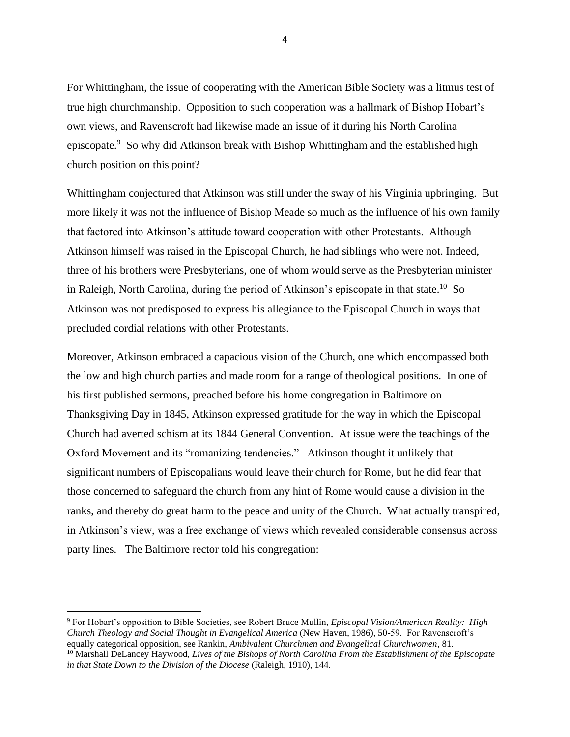For Whittingham, the issue of cooperating with the American Bible Society was a litmus test of true high churchmanship. Opposition to such cooperation was a hallmark of Bishop Hobart's own views, and Ravenscroft had likewise made an issue of it during his North Carolina episcopate.[9] So why did Atkinson break with Bishop Whittingham and the established high church position on this point?

Whittingham conjectured that Atkinson was still under the sway of his Virginia upbringing. But more likely it was not the influence of Bishop Meade so much as the influence of his own family that factored into Atkinson's attitude toward cooperation with other Protestants. Although Atkinson himself was raised in the Episcopal Church, he had siblings who were not. Indeed, three of his brothers were Presbyterians, one of whom would serve as the Presbyterian minister in Raleigh, North Carolina, during the period of Atkinson's episcopate in that state.[10] So Atkinson was not predisposed to express his allegiance to the Episcopal Church in ways that precluded cordial relations with other Protestants.

Moreover, Atkinson embraced a capacious vision of the Church, one which encompassed both the low and high church parties and made room for a range of theological positions. In one of his first published sermons, preached before his home congregation in Baltimore on Thanksgiving Day in 1845, Atkinson expressed gratitude for the way in which the Episcopal Church had averted schism at its 1844 General Convention. At issue were the teachings of the Oxford Movement and its "romanizing tendencies." Atkinson thought it unlikely that significant numbers of Episcopalians would leave their church for Rome, but he did fear that those concerned to safeguard the church from any hint of Rome would cause a division in the ranks, and thereby do great harm to the peace and unity of the Church. What actually transpired, in Atkinson's view, was a free exchange of views which revealed considerable consensus across party lines. The Baltimore rector told his congregation:

---

[9] For Hobart's opposition to Bible Societies, see Robert Bruce Mullin, *Episcopal Vision/American Reality: High Church Theology and Social Thought in Evangelical America* (New Haven, 1986), 50-59. For Ravenscroft's equally categorical opposition, see Rankin, *Ambivalent Churchmen and Evangelical Churchwomen*, 81.

[10] Marshall DeLancey Haywood, *Lives of the Bishops of North Carolina From the Establishment of the Episcopate in that State Down to the Division of the Diocese* (Raleigh, 1910), 144.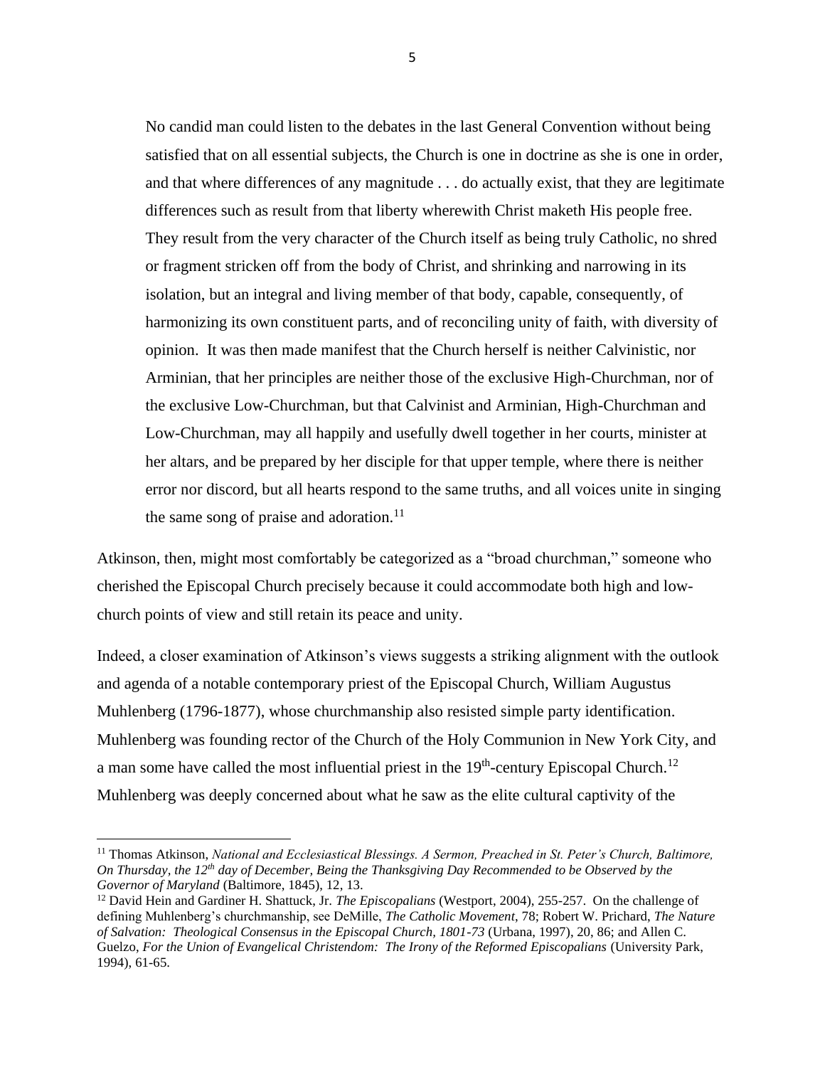> No candid man could listen to the debates in the last General Convention without being satisfied that on all essential subjects, the Church is one in doctrine as she is one in order, and that where differences of any magnitude . . . do actually exist, that they are legitimate differences such as result from that liberty wherewith Christ maketh His people free. They result from the very character of the Church itself as being truly Catholic, no shred or fragment stricken off from the body of Christ, and shrinking and narrowing in its isolation, but an integral and living member of that body, capable, consequently, of harmonizing its own constituent parts, and of reconciling unity of faith, with diversity of opinion. It was then made manifest that the Church herself is neither Calvinistic, nor Arminian, that her principles are neither those of the exclusive High-Churchman, nor of the exclusive Low-Churchman, but that Calvinist and Arminian, High-Churchman and Low-Churchman, may all happily and usefully dwell together in her courts, minister at her altars, and be prepared by her disciple for that upper temple, where there is neither error nor discord, but all hearts respond to the same truths, and all voices unite in singing the same song of praise and adoration.[11]

Atkinson, then, might most comfortably be categorized as a "broad churchman," someone who cherished the Episcopal Church precisely because it could accommodate both high and low-church points of view and still retain its peace and unity.

Indeed, a closer examination of Atkinson's views suggests a striking alignment with the outlook and agenda of a notable contemporary priest of the Episcopal Church, William Augustus Muhlenberg (1796-1877), whose churchmanship also resisted simple party identification. Muhlenberg was founding rector of the Church of the Holy Communion in New York City, and a man some have called the most influential priest in the 19th-century Episcopal Church.[12] Muhlenberg was deeply concerned about what he saw as the elite cultural captivity of the

---

[11] Thomas Atkinson, *National and Ecclesiastical Blessings. A Sermon, Preached in St. Peter's Church, Baltimore, On Thursday, the 12th day of December, Being the Thanksgiving Day Recommended to be Observed by the Governor of Maryland* (Baltimore, 1845), 12, 13.

[12] David Hein and Gardiner H. Shattuck, Jr. *The Episcopalians* (Westport, 2004), 255-257. On the challenge of defining Muhlenberg's churchmanship, see DeMille, *The Catholic Movement*, 78; Robert W. Prichard, *The Nature of Salvation: Theological Consensus in the Episcopal Church, 1801-73* (Urbana, 1997), 20, 86; and Allen C. Guelzo, *For the Union of Evangelical Christendom: The Irony of the Reformed Episcopalians* (University Park, 1994), 61-65.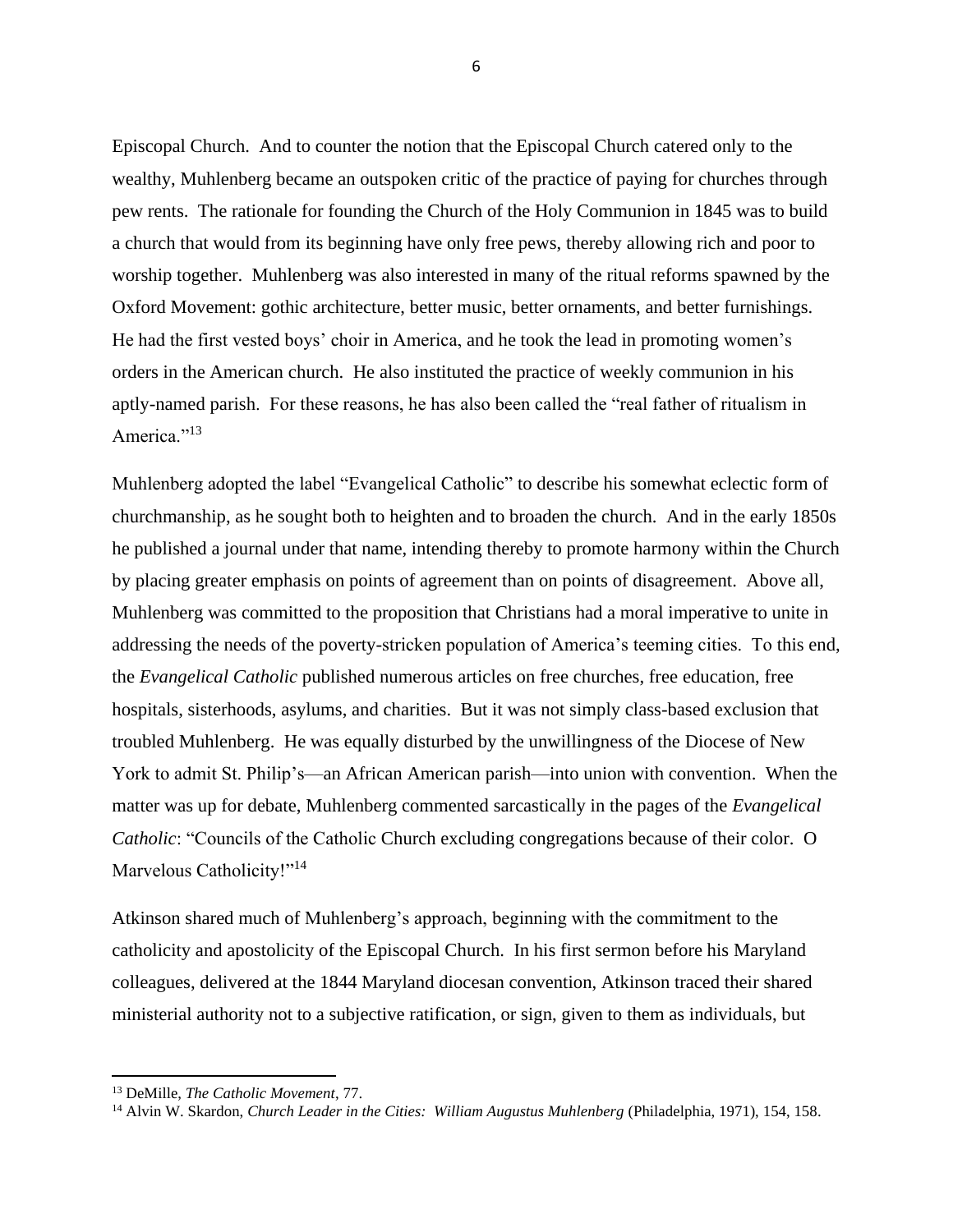Episcopal Church. And to counter the notion that the Episcopal Church catered only to the wealthy, Muhlenberg became an outspoken critic of the practice of paying for churches through pew rents. The rationale for founding the Church of the Holy Communion in 1845 was to build a church that would from its beginning have only free pews, thereby allowing rich and poor to worship together. Muhlenberg was also interested in many of the ritual reforms spawned by the Oxford Movement: gothic architecture, better music, better ornaments, and better furnishings. He had the first vested boys' choir in America, and he took the lead in promoting women's orders in the American church. He also instituted the practice of weekly communion in his aptly-named parish. For these reasons, he has also been called the "real father of ritualism in America."[13]

Muhlenberg adopted the label "Evangelical Catholic" to describe his somewhat eclectic form of churchmanship, as he sought both to heighten and to broaden the church. And in the early 1850s he published a journal under that name, intending thereby to promote harmony within the Church by placing greater emphasis on points of agreement than on points of disagreement. Above all, Muhlenberg was committed to the proposition that Christians had a moral imperative to unite in addressing the needs of the poverty-stricken population of America's teeming cities. To this end, the *Evangelical Catholic* published numerous articles on free churches, free education, free hospitals, sisterhoods, asylums, and charities. But it was not simply class-based exclusion that troubled Muhlenberg. He was equally disturbed by the unwillingness of the Diocese of New York to admit St. Philip's—an African American parish—into union with convention. When the matter was up for debate, Muhlenberg commented sarcastically in the pages of the *Evangelical Catholic*: "Councils of the Catholic Church excluding congregations because of their color. O Marvelous Catholicity!"[14]

Atkinson shared much of Muhlenberg's approach, beginning with the commitment to the catholicity and apostolicity of the Episcopal Church. In his first sermon before his Maryland colleagues, delivered at the 1844 Maryland diocesan convention, Atkinson traced their shared ministerial authority not to a subjective ratification, or sign, given to them as individuals, but

[13] DeMille, *The Catholic Movement*, 77.

[14] Alvin W. Skardon, *Church Leader in the Cities: William Augustus Muhlenberg* (Philadelphia, 1971), 154, 158.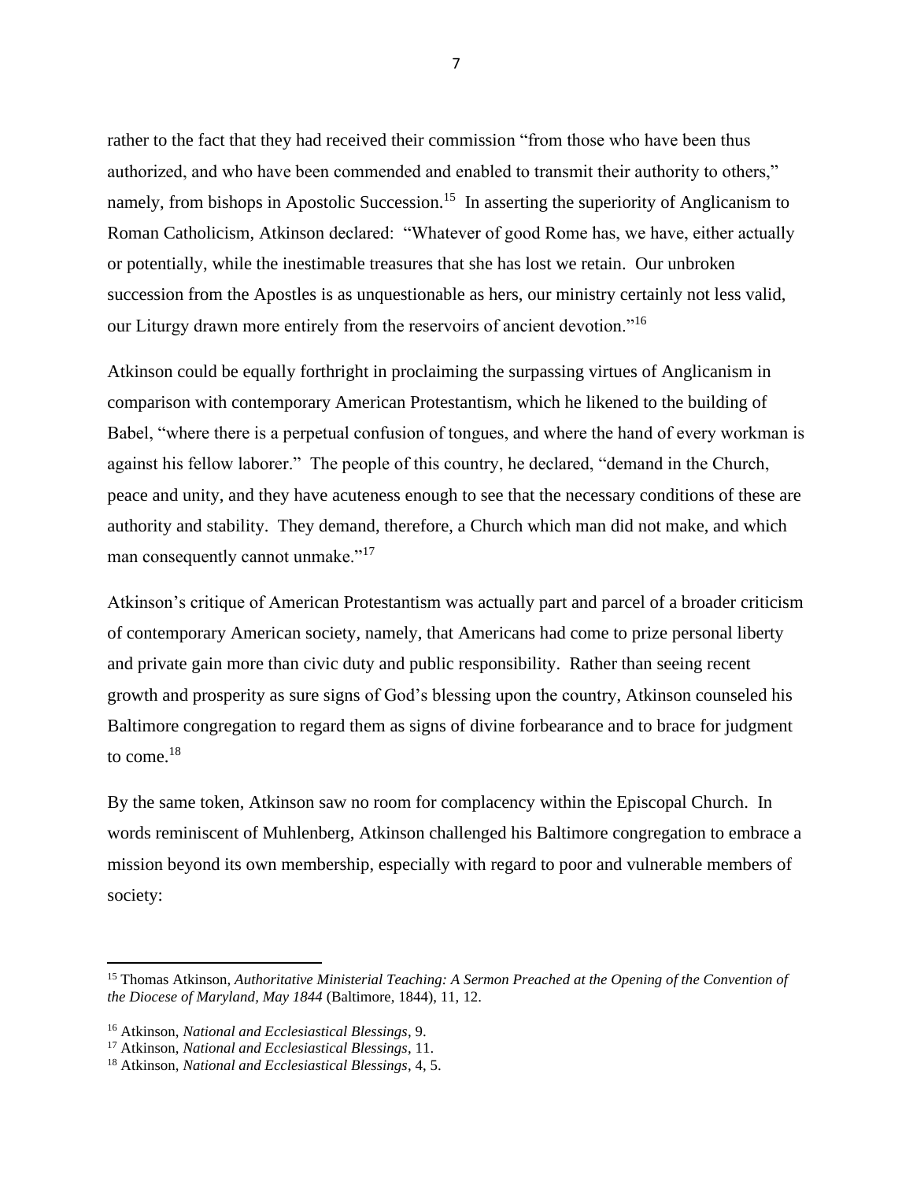rather to the fact that they had received their commission "from those who have been thus authorized, and who have been commended and enabled to transmit their authority to others," namely, from bishops in Apostolic Succession.[15] In asserting the superiority of Anglicanism to Roman Catholicism, Atkinson declared: "Whatever of good Rome has, we have, either actually or potentially, while the inestimable treasures that she has lost we retain. Our unbroken succession from the Apostles is as unquestionable as hers, our ministry certainly not less valid, our Liturgy drawn more entirely from the reservoirs of ancient devotion."[16]

Atkinson could be equally forthright in proclaiming the surpassing virtues of Anglicanism in comparison with contemporary American Protestantism, which he likened to the building of Babel, "where there is a perpetual confusion of tongues, and where the hand of every workman is against his fellow laborer." The people of this country, he declared, "demand in the Church, peace and unity, and they have acuteness enough to see that the necessary conditions of these are authority and stability. They demand, therefore, a Church which man did not make, and which man consequently cannot unmake."[17]

Atkinson's critique of American Protestantism was actually part and parcel of a broader criticism of contemporary American society, namely, that Americans had come to prize personal liberty and private gain more than civic duty and public responsibility. Rather than seeing recent growth and prosperity as sure signs of God's blessing upon the country, Atkinson counseled his Baltimore congregation to regard them as signs of divine forbearance and to brace for judgment to come.[18]

By the same token, Atkinson saw no room for complacency within the Episcopal Church. In words reminiscent of Muhlenberg, Atkinson challenged his Baltimore congregation to embrace a mission beyond its own membership, especially with regard to poor and vulnerable members of society:

---

[15] Thomas Atkinson, *Authoritative Ministerial Teaching: A Sermon Preached at the Opening of the Convention of the Diocese of Maryland, May 1844* (Baltimore, 1844), 11, 12.

[16] Atkinson, *National and Ecclesiastical Blessings*, 9.

[17] Atkinson, *National and Ecclesiastical Blessings*, 11.

[18] Atkinson, *National and Ecclesiastical Blessings*, 4, 5.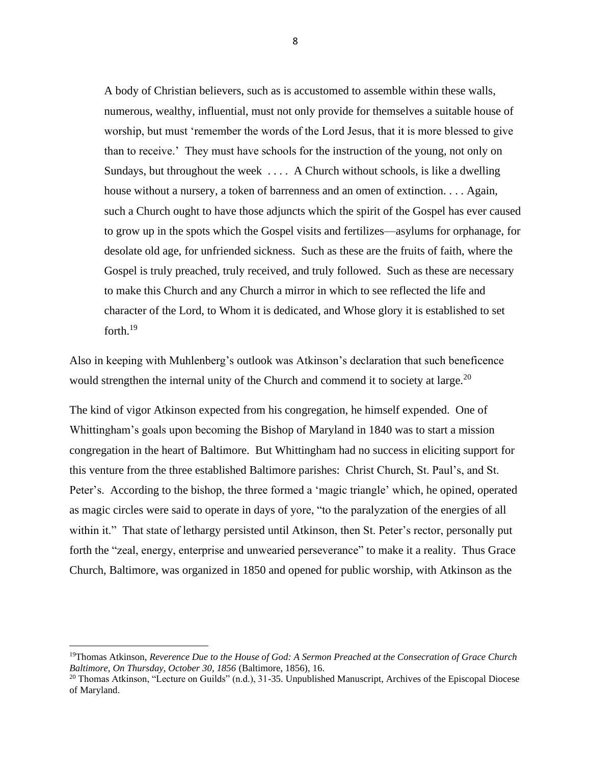> A body of Christian believers, such as is accustomed to assemble within these walls, numerous, wealthy, influential, must not only provide for themselves a suitable house of worship, but must 'remember the words of the Lord Jesus, that it is more blessed to give than to receive.' They must have schools for the instruction of the young, not only on Sundays, but throughout the week . . . . A Church without schools, is like a dwelling house without a nursery, a token of barrenness and an omen of extinction. . . . Again, such a Church ought to have those adjuncts which the spirit of the Gospel has ever caused to grow up in the spots which the Gospel visits and fertilizes—asylums for orphanage, for desolate old age, for unfriended sickness. Such as these are the fruits of faith, where the Gospel is truly preached, truly received, and truly followed. Such as these are necessary to make this Church and any Church a mirror in which to see reflected the life and character of the Lord, to Whom it is dedicated, and Whose glory it is established to set forth.[19]

Also in keeping with Muhlenberg's outlook was Atkinson's declaration that such beneficence would strengthen the internal unity of the Church and commend it to society at large.[20]

The kind of vigor Atkinson expected from his congregation, he himself expended. One of Whittingham's goals upon becoming the Bishop of Maryland in 1840 was to start a mission congregation in the heart of Baltimore. But Whittingham had no success in eliciting support for this venture from the three established Baltimore parishes: Christ Church, St. Paul's, and St. Peter's. According to the bishop, the three formed a 'magic triangle' which, he opined, operated as magic circles were said to operate in days of yore, "to the paralyzation of the energies of all within it." That state of lethargy persisted until Atkinson, then St. Peter's rector, personally put forth the "zeal, energy, enterprise and unwearied perseverance" to make it a reality. Thus Grace Church, Baltimore, was organized in 1850 and opened for public worship, with Atkinson as the

---

[19] Thomas Atkinson, *Reverence Due to the House of God: A Sermon Preached at the Consecration of Grace Church Baltimore, On Thursday, October 30, 1856* (Baltimore, 1856), 16.

[20] Thomas Atkinson, "Lecture on Guilds" (n.d.), 31-35. Unpublished Manuscript, Archives of the Episcopal Diocese of Maryland.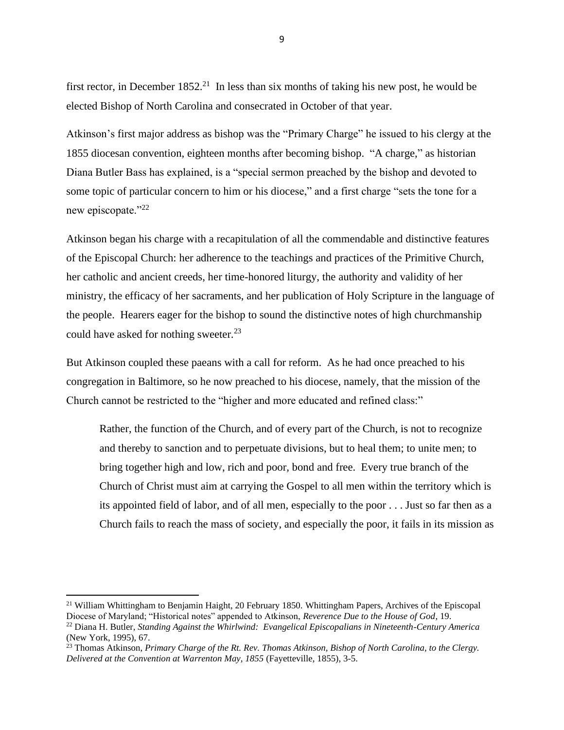first rector, in December 1852.[21] In less than six months of taking his new post, he would be elected Bishop of North Carolina and consecrated in October of that year.

Atkinson's first major address as bishop was the "Primary Charge" he issued to his clergy at the 1855 diocesan convention, eighteen months after becoming bishop. "A charge," as historian Diana Butler Bass has explained, is a "special sermon preached by the bishop and devoted to some topic of particular concern to him or his diocese," and a first charge "sets the tone for a new episcopate."[22]

Atkinson began his charge with a recapitulation of all the commendable and distinctive features of the Episcopal Church: her adherence to the teachings and practices of the Primitive Church, her catholic and ancient creeds, her time-honored liturgy, the authority and validity of her ministry, the efficacy of her sacraments, and her publication of Holy Scripture in the language of the people. Hearers eager for the bishop to sound the distinctive notes of high churchmanship could have asked for nothing sweeter.[23]

But Atkinson coupled these paeans with a call for reform. As he had once preached to his congregation in Baltimore, so he now preached to his diocese, namely, that the mission of the Church cannot be restricted to the "higher and more educated and refined class:"

> Rather, the function of the Church, and of every part of the Church, is not to recognize and thereby to sanction and to perpetuate divisions, but to heal them; to unite men; to bring together high and low, rich and poor, bond and free. Every true branch of the Church of Christ must aim at carrying the Gospel to all men within the territory which is its appointed field of labor, and of all men, especially to the poor . . . Just so far then as a Church fails to reach the mass of society, and especially the poor, it fails in its mission as

---

[21] William Whittingham to Benjamin Haight, 20 February 1850. Whittingham Papers, Archives of the Episcopal Diocese of Maryland; "Historical notes" appended to Atkinson, *Reverence Due to the House of God*, 19.

[22] Diana H. Butler, *Standing Against the Whirlwind: Evangelical Episcopalians in Nineteenth-Century America* (New York, 1995), 67.

[23] Thomas Atkinson, *Primary Charge of the Rt. Rev. Thomas Atkinson, Bishop of North Carolina, to the Clergy. Delivered at the Convention at Warrenton May, 1855* (Fayetteville, 1855), 3-5.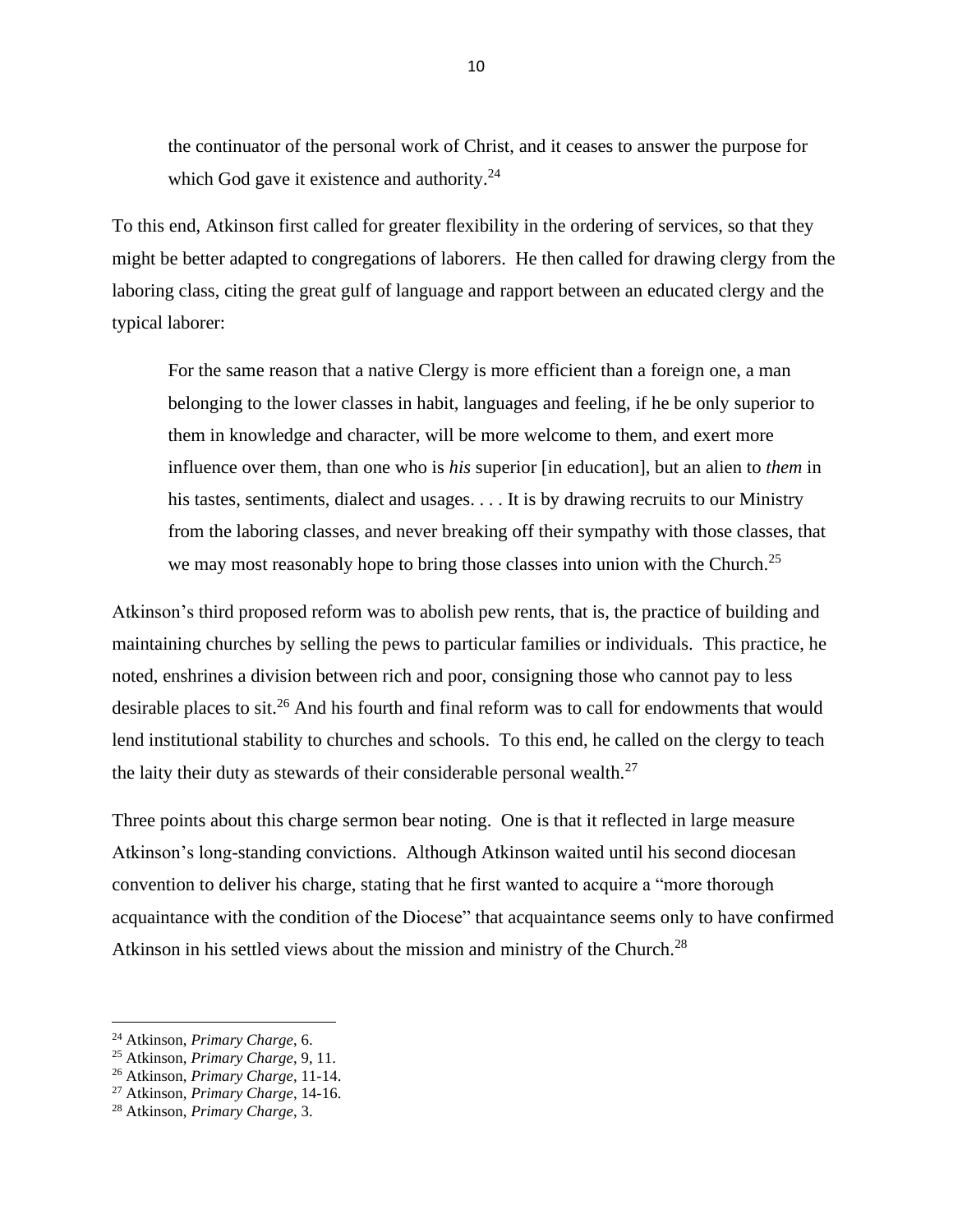> the continuator of the personal work of Christ, and it ceases to answer the purpose for which God gave it existence and authority.[24]

To this end, Atkinson first called for greater flexibility in the ordering of services, so that they might be better adapted to congregations of laborers. He then called for drawing clergy from the laboring class, citing the great gulf of language and rapport between an educated clergy and the typical laborer:

> For the same reason that a native Clergy is more efficient than a foreign one, a man belonging to the lower classes in habit, languages and feeling, if he be only superior to them in knowledge and character, will be more welcome to them, and exert more influence over them, than one who is *his* superior [in education], but an alien to *them* in his tastes, sentiments, dialect and usages. . . . It is by drawing recruits to our Ministry from the laboring classes, and never breaking off their sympathy with those classes, that we may most reasonably hope to bring those classes into union with the Church.[25]

Atkinson's third proposed reform was to abolish pew rents, that is, the practice of building and maintaining churches by selling the pews to particular families or individuals. This practice, he noted, enshrines a division between rich and poor, consigning those who cannot pay to less desirable places to sit.[26] And his fourth and final reform was to call for endowments that would lend institutional stability to churches and schools. To this end, he called on the clergy to teach the laity their duty as stewards of their considerable personal wealth.[27]

Three points about this charge sermon bear noting. One is that it reflected in large measure Atkinson's long-standing convictions. Although Atkinson waited until his second diocesan convention to deliver his charge, stating that he first wanted to acquire a "more thorough acquaintance with the condition of the Diocese" that acquaintance seems only to have confirmed Atkinson in his settled views about the mission and ministry of the Church.[28]

---

[24] Atkinson, *Primary Charge*, 6.

[25] Atkinson, *Primary Charge*, 9, 11.

[26] Atkinson, *Primary Charge*, 11-14.

[27] Atkinson, *Primary Charge*, 14-16.

[28] Atkinson, *Primary Charge*, 3.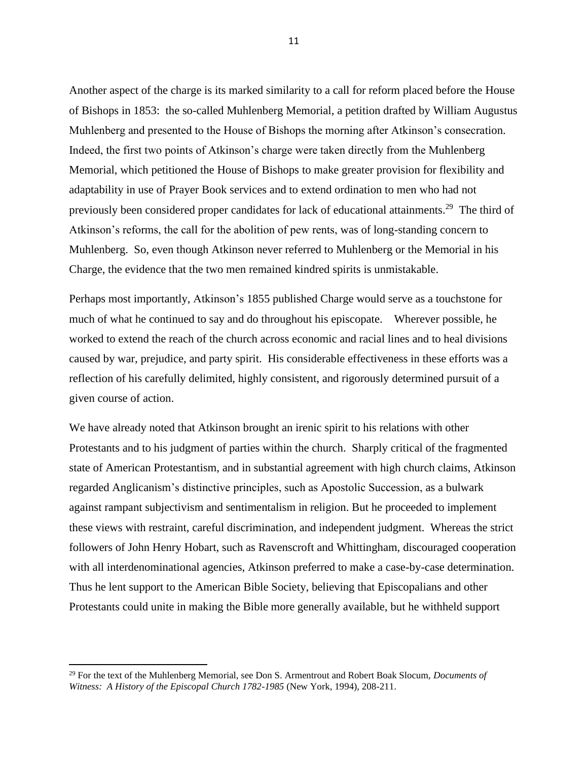Another aspect of the charge is its marked similarity to a call for reform placed before the House of Bishops in 1853: the so-called Muhlenberg Memorial, a petition drafted by William Augustus Muhlenberg and presented to the House of Bishops the morning after Atkinson's consecration. Indeed, the first two points of Atkinson's charge were taken directly from the Muhlenberg Memorial, which petitioned the House of Bishops to make greater provision for flexibility and adaptability in use of Prayer Book services and to extend ordination to men who had not previously been considered proper candidates for lack of educational attainments.[29] The third of Atkinson's reforms, the call for the abolition of pew rents, was of long-standing concern to Muhlenberg. So, even though Atkinson never referred to Muhlenberg or the Memorial in his Charge, the evidence that the two men remained kindred spirits is unmistakable.

Perhaps most importantly, Atkinson's 1855 published Charge would serve as a touchstone for much of what he continued to say and do throughout his episcopate. Wherever possible, he worked to extend the reach of the church across economic and racial lines and to heal divisions caused by war, prejudice, and party spirit. His considerable effectiveness in these efforts was a reflection of his carefully delimited, highly consistent, and rigorously determined pursuit of a given course of action.

We have already noted that Atkinson brought an irenic spirit to his relations with other Protestants and to his judgment of parties within the church. Sharply critical of the fragmented state of American Protestantism, and in substantial agreement with high church claims, Atkinson regarded Anglicanism's distinctive principles, such as Apostolic Succession, as a bulwark against rampant subjectivism and sentimentalism in religion. But he proceeded to implement these views with restraint, careful discrimination, and independent judgment. Whereas the strict followers of John Henry Hobart, such as Ravenscroft and Whittingham, discouraged cooperation with all interdenominational agencies, Atkinson preferred to make a case-by-case determination. Thus he lent support to the American Bible Society, believing that Episcopalians and other Protestants could unite in making the Bible more generally available, but he withheld support

---

[29] For the text of the Muhlenberg Memorial, see Don S. Armentrout and Robert Boak Slocum, *Documents of Witness: A History of the Episcopal Church 1782-1985* (New York, 1994), 208-211.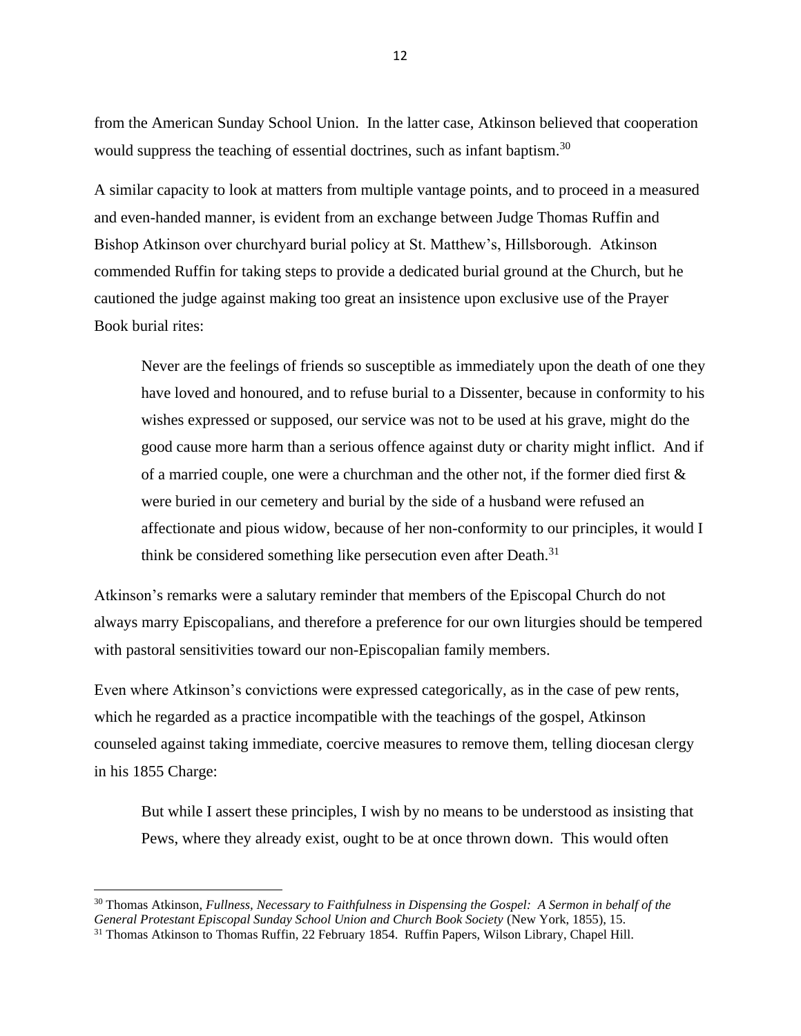from the American Sunday School Union. In the latter case, Atkinson believed that cooperation would suppress the teaching of essential doctrines, such as infant baptism.[30]

A similar capacity to look at matters from multiple vantage points, and to proceed in a measured and even-handed manner, is evident from an exchange between Judge Thomas Ruffin and Bishop Atkinson over churchyard burial policy at St. Matthew's, Hillsborough. Atkinson commended Ruffin for taking steps to provide a dedicated burial ground at the Church, but he cautioned the judge against making too great an insistence upon exclusive use of the Prayer Book burial rites:

> Never are the feelings of friends so susceptible as immediately upon the death of one they have loved and honoured, and to refuse burial to a Dissenter, because in conformity to his wishes expressed or supposed, our service was not to be used at his grave, might do the good cause more harm than a serious offence against duty or charity might inflict. And if of a married couple, one were a churchman and the other not, if the former died first & were buried in our cemetery and burial by the side of a husband were refused an affectionate and pious widow, because of her non-conformity to our principles, it would I think be considered something like persecution even after Death.[31]

Atkinson's remarks were a salutary reminder that members of the Episcopal Church do not always marry Episcopalians, and therefore a preference for our own liturgies should be tempered with pastoral sensitivities toward our non-Episcopalian family members.

Even where Atkinson's convictions were expressed categorically, as in the case of pew rents, which he regarded as a practice incompatible with the teachings of the gospel, Atkinson counseled against taking immediate, coercive measures to remove them, telling diocesan clergy in his 1855 Charge:

> But while I assert these principles, I wish by no means to be understood as insisting that Pews, where they already exist, ought to be at once thrown down. This would often

---

[30] Thomas Atkinson, *Fullness, Necessary to Faithfulness in Dispensing the Gospel: A Sermon in behalf of the General Protestant Episcopal Sunday School Union and Church Book Society* (New York, 1855), 15.

[31] Thomas Atkinson to Thomas Ruffin, 22 February 1854. Ruffin Papers, Wilson Library, Chapel Hill.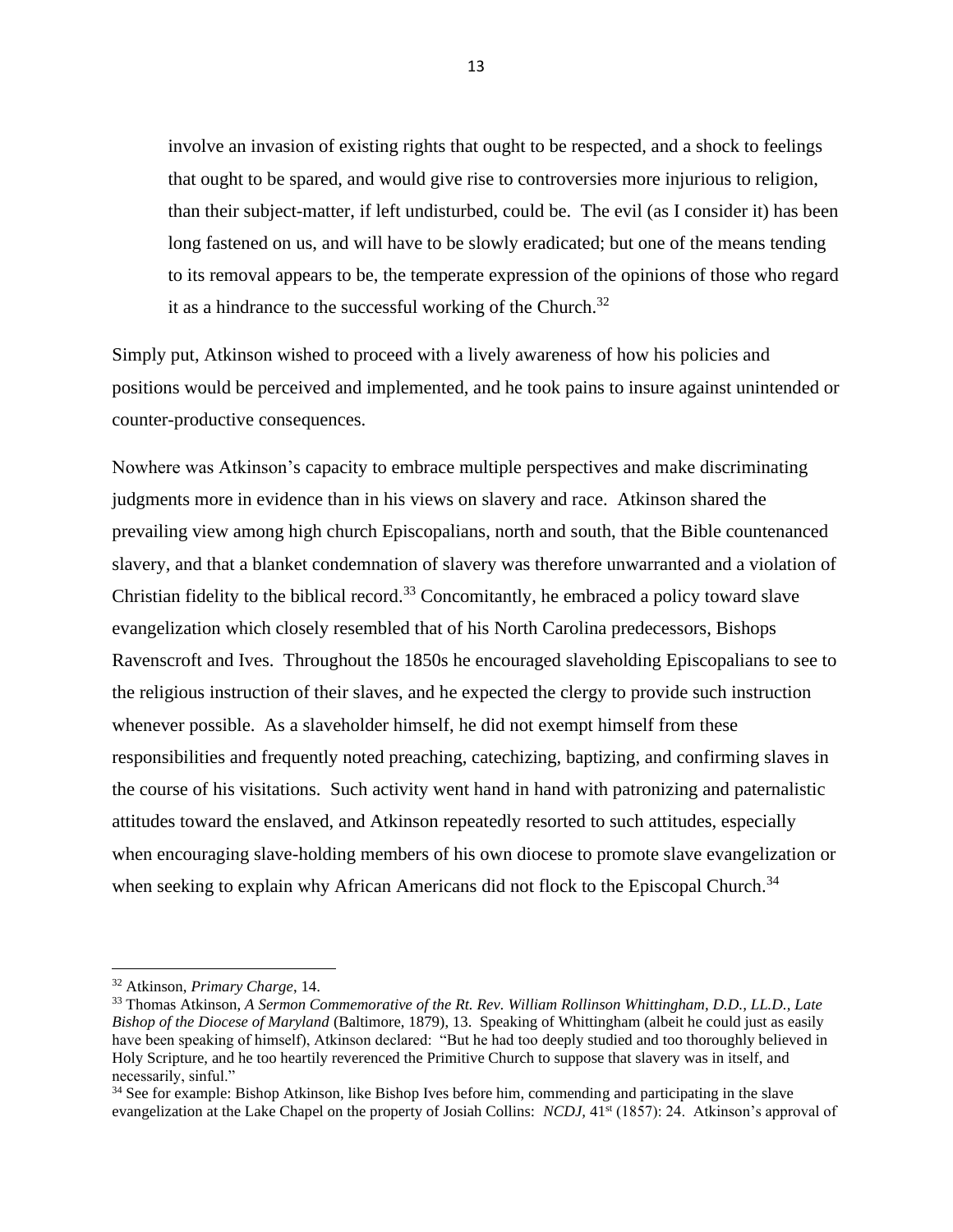> involve an invasion of existing rights that ought to be respected, and a shock to feelings that ought to be spared, and would give rise to controversies more injurious to religion, than their subject-matter, if left undisturbed, could be. The evil (as I consider it) has been long fastened on us, and will have to be slowly eradicated; but one of the means tending to its removal appears to be, the temperate expression of the opinions of those who regard it as a hindrance to the successful working of the Church.[32]

Simply put, Atkinson wished to proceed with a lively awareness of how his policies and positions would be perceived and implemented, and he took pains to insure against unintended or counter-productive consequences.

Nowhere was Atkinson's capacity to embrace multiple perspectives and make discriminating judgments more in evidence than in his views on slavery and race. Atkinson shared the prevailing view among high church Episcopalians, north and south, that the Bible countenanced slavery, and that a blanket condemnation of slavery was therefore unwarranted and a violation of Christian fidelity to the biblical record.[33] Concomitantly, he embraced a policy toward slave evangelization which closely resembled that of his North Carolina predecessors, Bishops Ravenscroft and Ives. Throughout the 1850s he encouraged slaveholding Episcopalians to see to the religious instruction of their slaves, and he expected the clergy to provide such instruction whenever possible. As a slaveholder himself, he did not exempt himself from these responsibilities and frequently noted preaching, catechizing, baptizing, and confirming slaves in the course of his visitations. Such activity went hand in hand with patronizing and paternalistic attitudes toward the enslaved, and Atkinson repeatedly resorted to such attitudes, especially when encouraging slave-holding members of his own diocese to promote slave evangelization or when seeking to explain why African Americans did not flock to the Episcopal Church.[34]

---

[32] Atkinson, *Primary Charge*, 14.

[33] Thomas Atkinson, *A Sermon Commemorative of the Rt. Rev. William Rollinson Whittingham, D.D., LL.D., Late Bishop of the Diocese of Maryland* (Baltimore, 1879), 13. Speaking of Whittingham (albeit he could just as easily have been speaking of himself), Atkinson declared: "But he had too deeply studied and too thoroughly believed in Holy Scripture, and he too heartily reverenced the Primitive Church to suppose that slavery was in itself, and necessarily, sinful."

[34] See for example: Bishop Atkinson, like Bishop Ives before him, commending and participating in the slave evangelization at the Lake Chapel on the property of Josiah Collins: *NCDJ*, 41st (1857): 24. Atkinson's approval of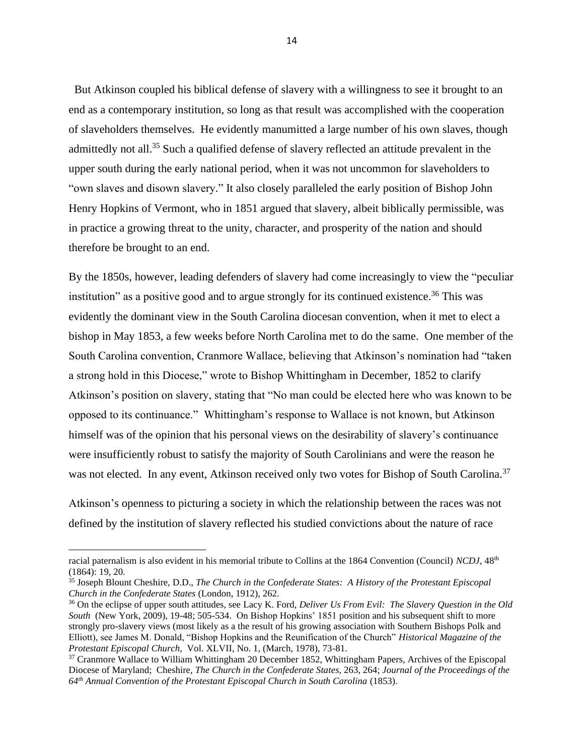But Atkinson coupled his biblical defense of slavery with a willingness to see it brought to an end as a contemporary institution, so long as that result was accomplished with the cooperation of slaveholders themselves. He evidently manumitted a large number of his own slaves, though admittedly not all.[35] Such a qualified defense of slavery reflected an attitude prevalent in the upper south during the early national period, when it was not uncommon for slaveholders to "own slaves and disown slavery." It also closely paralleled the early position of Bishop John Henry Hopkins of Vermont, who in 1851 argued that slavery, albeit biblically permissible, was in practice a growing threat to the unity, character, and prosperity of the nation and should therefore be brought to an end.

By the 1850s, however, leading defenders of slavery had come increasingly to view the "peculiar institution" as a positive good and to argue strongly for its continued existence.[36] This was evidently the dominant view in the South Carolina diocesan convention, when it met to elect a bishop in May 1853, a few weeks before North Carolina met to do the same. One member of the South Carolina convention, Cranmore Wallace, believing that Atkinson's nomination had "taken a strong hold in this Diocese," wrote to Bishop Whittingham in December, 1852 to clarify Atkinson's position on slavery, stating that "No man could be elected here who was known to be opposed to its continuance." Whittingham's response to Wallace is not known, but Atkinson himself was of the opinion that his personal views on the desirability of slavery's continuance were insufficiently robust to satisfy the majority of South Carolinians and were the reason he was not elected. In any event, Atkinson received only two votes for Bishop of South Carolina.[37]

Atkinson's openness to picturing a society in which the relationship between the races was not defined by the institution of slavery reflected his studied convictions about the nature of race

---

racial paternalism is also evident in his memorial tribute to Collins at the 1864 Convention (Council) *NCDJ*, 48th (1864): 19, 20.

[35] Joseph Blount Cheshire, D.D., *The Church in the Confederate States: A History of the Protestant Episcopal Church in the Confederate States* (London, 1912), 262.

[36] On the eclipse of upper south attitudes, see Lacy K. Ford, *Deliver Us From Evil: The Slavery Question in the Old South* (New York, 2009), 19-48; 505-534. On Bishop Hopkins' 1851 position and his subsequent shift to more strongly pro-slavery views (most likely as a the result of his growing association with Southern Bishops Polk and Elliott), see James M. Donald, "Bishop Hopkins and the Reunification of the Church" *Historical Magazine of the Protestant Episcopal Church,* Vol. XLVII, No. 1, (March, 1978), 73-81.

[37] Cranmore Wallace to William Whittingham 20 December 1852, Whittingham Papers, Archives of the Episcopal Diocese of Maryland; Cheshire, *The Church in the Confederate States*, 263, 264; *Journal of the Proceedings of the 64th Annual Convention of the Protestant Episcopal Church in South Carolina* (1853).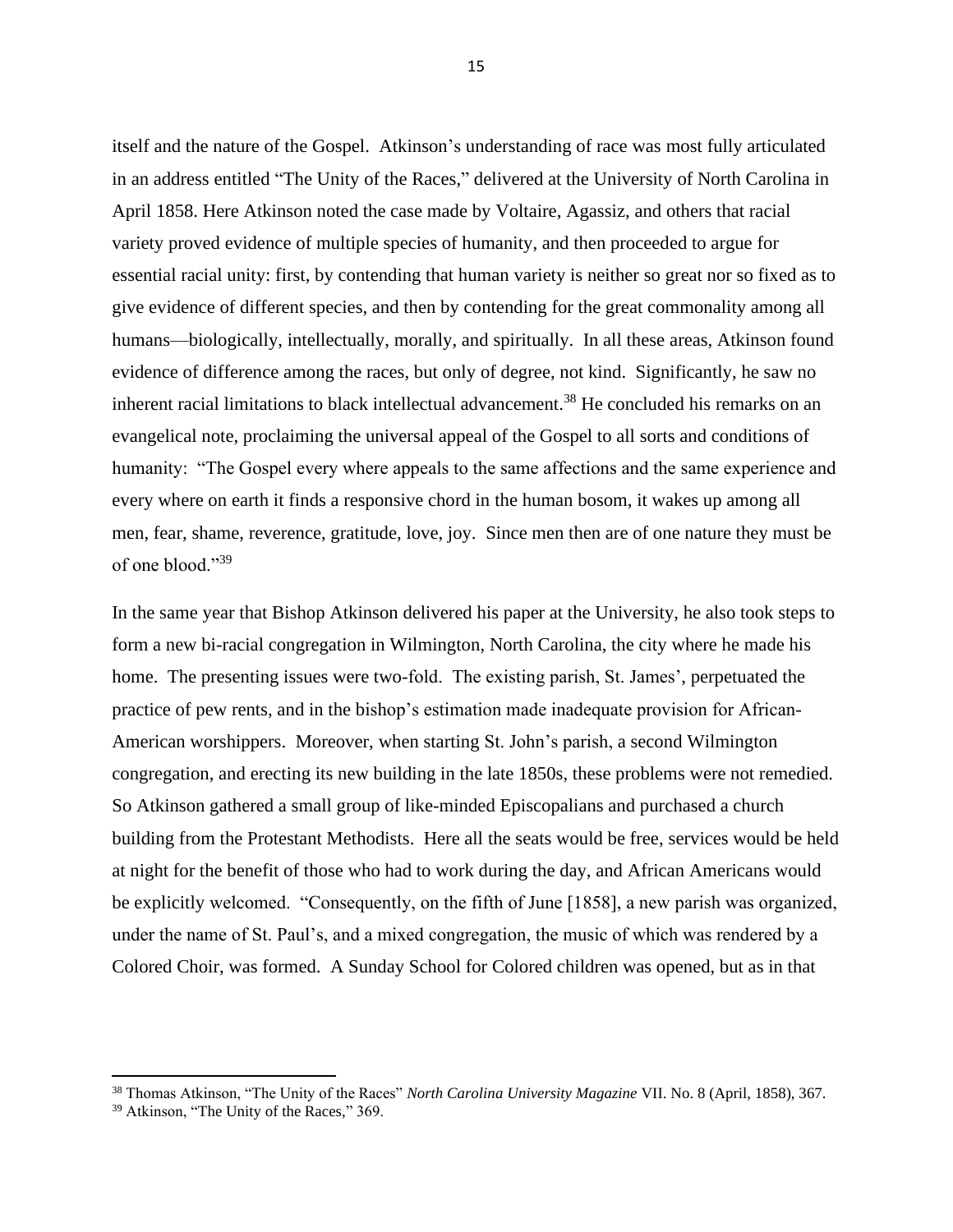itself and the nature of the Gospel. Atkinson's understanding of race was most fully articulated in an address entitled "The Unity of the Races," delivered at the University of North Carolina in April 1858. Here Atkinson noted the case made by Voltaire, Agassiz, and others that racial variety proved evidence of multiple species of humanity, and then proceeded to argue for essential racial unity: first, by contending that human variety is neither so great nor so fixed as to give evidence of different species, and then by contending for the great commonality among all humans—biologically, intellectually, morally, and spiritually. In all these areas, Atkinson found evidence of difference among the races, but only of degree, not kind. Significantly, he saw no inherent racial limitations to black intellectual advancement.[38] He concluded his remarks on an evangelical note, proclaiming the universal appeal of the Gospel to all sorts and conditions of humanity: "The Gospel every where appeals to the same affections and the same experience and every where on earth it finds a responsive chord in the human bosom, it wakes up among all men, fear, shame, reverence, gratitude, love, joy. Since men then are of one nature they must be of one blood."[39]

In the same year that Bishop Atkinson delivered his paper at the University, he also took steps to form a new bi-racial congregation in Wilmington, North Carolina, the city where he made his home. The presenting issues were two-fold. The existing parish, St. James', perpetuated the practice of pew rents, and in the bishop's estimation made inadequate provision for African-American worshippers. Moreover, when starting St. John's parish, a second Wilmington congregation, and erecting its new building in the late 1850s, these problems were not remedied. So Atkinson gathered a small group of like-minded Episcopalians and purchased a church building from the Protestant Methodists. Here all the seats would be free, services would be held at night for the benefit of those who had to work during the day, and African Americans would be explicitly welcomed. "Consequently, on the fifth of June [1858], a new parish was organized, under the name of St. Paul's, and a mixed congregation, the music of which was rendered by a Colored Choir, was formed. A Sunday School for Colored children was opened, but as in that

---

[38] Thomas Atkinson, "The Unity of the Races" *North Carolina University Magazine* VII. No. 8 (April, 1858), 367.

[39] Atkinson, "The Unity of the Races," 369.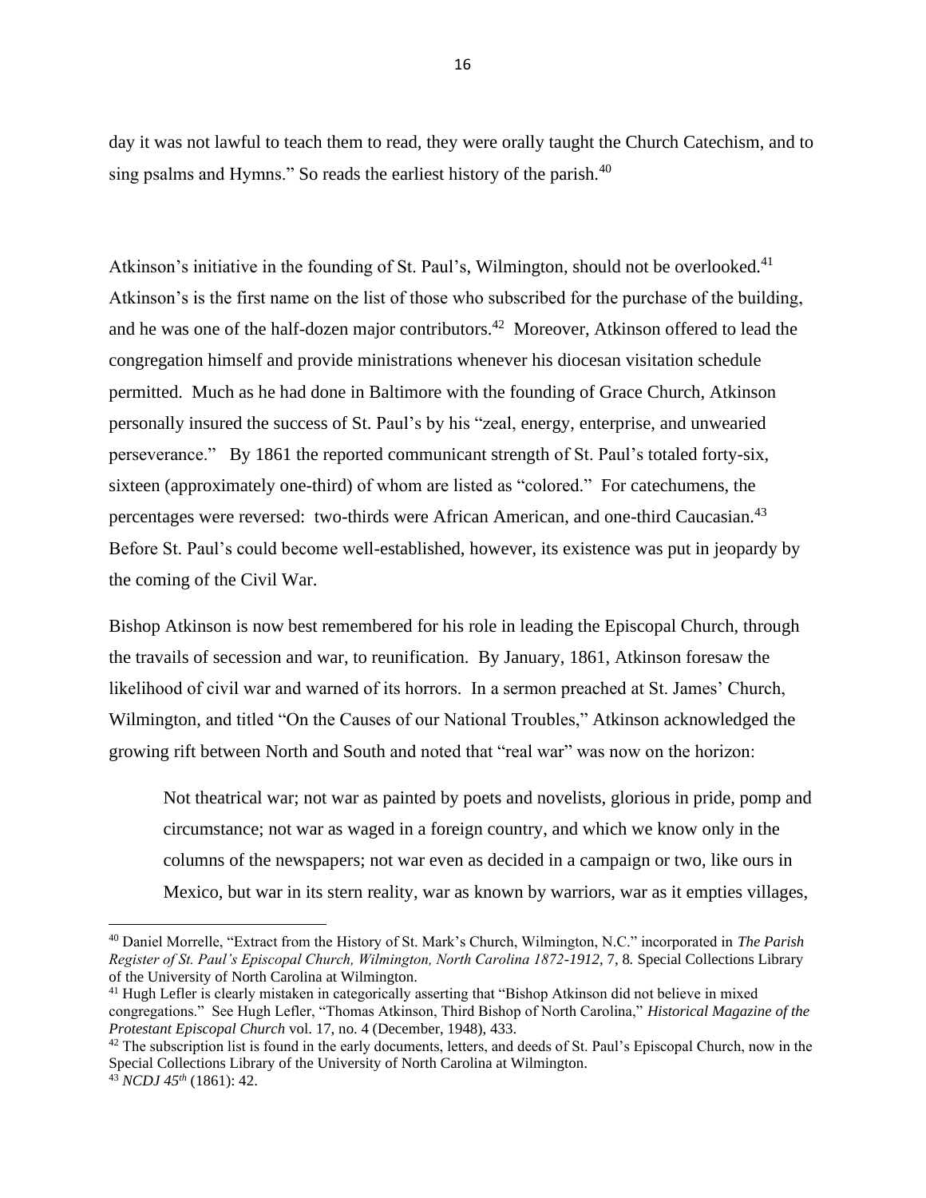day it was not lawful to teach them to read, they were orally taught the Church Catechism, and to sing psalms and Hymns." So reads the earliest history of the parish.[40]

Atkinson's initiative in the founding of St. Paul's, Wilmington, should not be overlooked.[41] Atkinson's is the first name on the list of those who subscribed for the purchase of the building, and he was one of the half-dozen major contributors.[42] Moreover, Atkinson offered to lead the congregation himself and provide ministrations whenever his diocesan visitation schedule permitted. Much as he had done in Baltimore with the founding of Grace Church, Atkinson personally insured the success of St. Paul's by his "zeal, energy, enterprise, and unwearied perseverance." By 1861 the reported communicant strength of St. Paul's totaled forty-six, sixteen (approximately one-third) of whom are listed as "colored." For catechumens, the percentages were reversed: two-thirds were African American, and one-third Caucasian.[43] Before St. Paul's could become well-established, however, its existence was put in jeopardy by the coming of the Civil War.

Bishop Atkinson is now best remembered for his role in leading the Episcopal Church, through the travails of secession and war, to reunification. By January, 1861, Atkinson foresaw the likelihood of civil war and warned of its horrors. In a sermon preached at St. James' Church, Wilmington, and titled "On the Causes of our National Troubles," Atkinson acknowledged the growing rift between North and South and noted that "real war" was now on the horizon:

> Not theatrical war; not war as painted by poets and novelists, glorious in pride, pomp and circumstance; not war as waged in a foreign country, and which we know only in the columns of the newspapers; not war even as decided in a campaign or two, like ours in Mexico, but war in its stern reality, war as known by warriors, war as it empties villages,

---

[40] Daniel Morrelle, "Extract from the History of St. Mark's Church, Wilmington, N.C." incorporated in *The Parish Register of St. Paul's Episcopal Church, Wilmington, North Carolina 1872-1912*, 7, 8. Special Collections Library of the University of North Carolina at Wilmington.

[41] Hugh Lefler is clearly mistaken in categorically asserting that "Bishop Atkinson did not believe in mixed congregations." See Hugh Lefler, "Thomas Atkinson, Third Bishop of North Carolina," *Historical Magazine of the Protestant Episcopal Church* vol. 17, no. 4 (December, 1948), 433.

[42] The subscription list is found in the early documents, letters, and deeds of St. Paul's Episcopal Church, now in the Special Collections Library of the University of North Carolina at Wilmington.

[43] *NCDJ 45th* (1861): 42.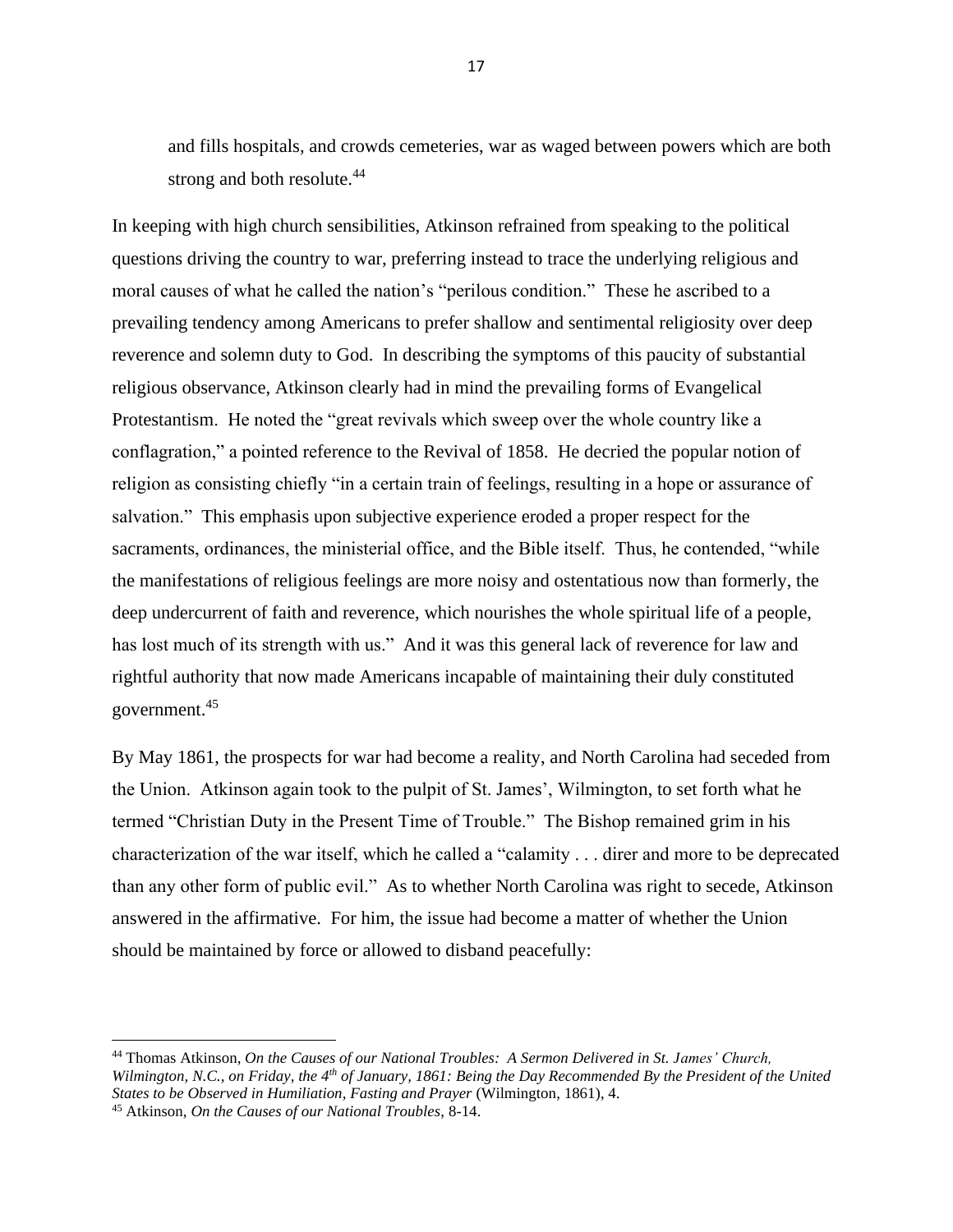> and fills hospitals, and crowds cemeteries, war as waged between powers which are both strong and both resolute.[44]

In keeping with high church sensibilities, Atkinson refrained from speaking to the political questions driving the country to war, preferring instead to trace the underlying religious and moral causes of what he called the nation's "perilous condition." These he ascribed to a prevailing tendency among Americans to prefer shallow and sentimental religiosity over deep reverence and solemn duty to God. In describing the symptoms of this paucity of substantial religious observance, Atkinson clearly had in mind the prevailing forms of Evangelical Protestantism. He noted the "great revivals which sweep over the whole country like a conflagration," a pointed reference to the Revival of 1858. He decried the popular notion of religion as consisting chiefly "in a certain train of feelings, resulting in a hope or assurance of salvation." This emphasis upon subjective experience eroded a proper respect for the sacraments, ordinances, the ministerial office, and the Bible itself. Thus, he contended, "while the manifestations of religious feelings are more noisy and ostentatious now than formerly, the deep undercurrent of faith and reverence, which nourishes the whole spiritual life of a people, has lost much of its strength with us." And it was this general lack of reverence for law and rightful authority that now made Americans incapable of maintaining their duly constituted government.[45]

By May 1861, the prospects for war had become a reality, and North Carolina had seceded from the Union. Atkinson again took to the pulpit of St. James', Wilmington, to set forth what he termed "Christian Duty in the Present Time of Trouble." The Bishop remained grim in his characterization of the war itself, which he called a "calamity . . . direr and more to be deprecated than any other form of public evil." As to whether North Carolina was right to secede, Atkinson answered in the affirmative. For him, the issue had become a matter of whether the Union should be maintained by force or allowed to disband peacefully:

---

[44] Thomas Atkinson, *On the Causes of our National Troubles: A Sermon Delivered in St. James' Church, Wilmington, N.C., on Friday, the 4th of January, 1861: Being the Day Recommended By the President of the United States to be Observed in Humiliation, Fasting and Prayer* (Wilmington, 1861), 4.

[45] Atkinson, *On the Causes of our National Troubles*, 8-14.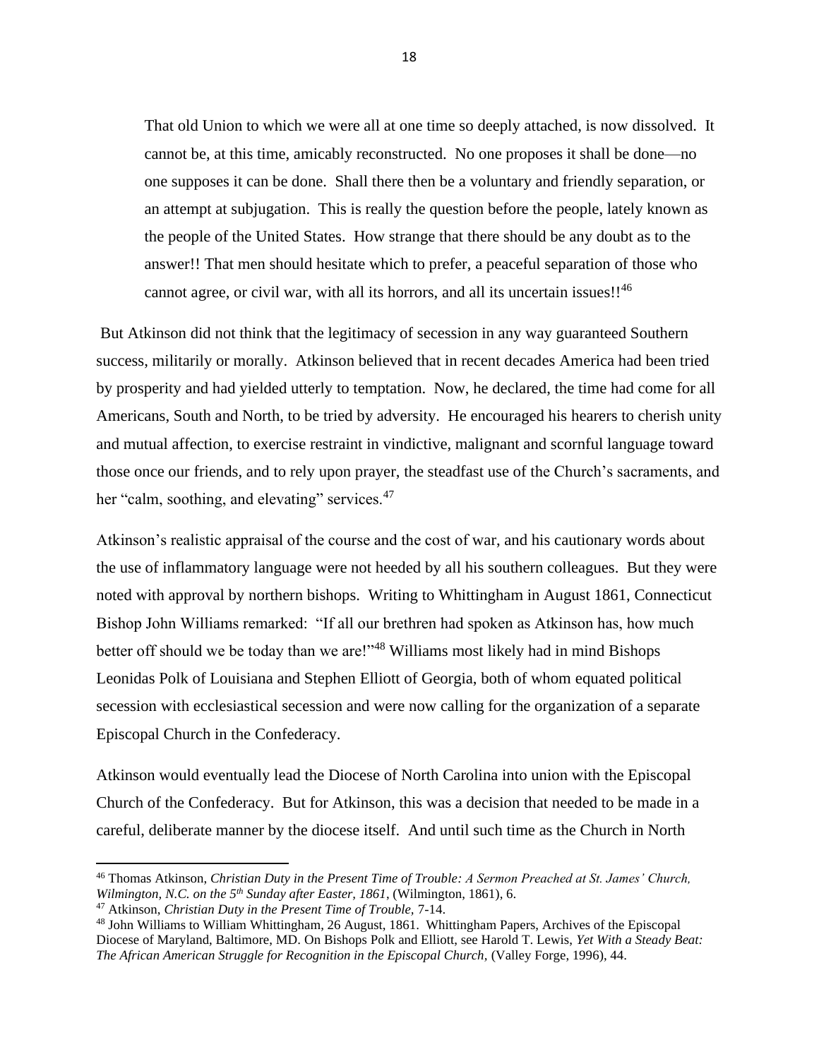> That old Union to which we were all at one time so deeply attached, is now dissolved. It cannot be, at this time, amicably reconstructed. No one proposes it shall be done—no one supposes it can be done. Shall there then be a voluntary and friendly separation, or an attempt at subjugation. This is really the question before the people, lately known as the people of the United States. How strange that there should be any doubt as to the answer!! That men should hesitate which to prefer, a peaceful separation of those who cannot agree, or civil war, with all its horrors, and all its uncertain issues!![46]

But Atkinson did not think that the legitimacy of secession in any way guaranteed Southern success, militarily or morally. Atkinson believed that in recent decades America had been tried by prosperity and had yielded utterly to temptation. Now, he declared, the time had come for all Americans, South and North, to be tried by adversity. He encouraged his hearers to cherish unity and mutual affection, to exercise restraint in vindictive, malignant and scornful language toward those once our friends, and to rely upon prayer, the steadfast use of the Church's sacraments, and her "calm, soothing, and elevating" services.[47]

Atkinson's realistic appraisal of the course and the cost of war, and his cautionary words about the use of inflammatory language were not heeded by all his southern colleagues. But they were noted with approval by northern bishops. Writing to Whittingham in August 1861, Connecticut Bishop John Williams remarked: "If all our brethren had spoken as Atkinson has, how much better off should we be today than we are!"[48] Williams most likely had in mind Bishops Leonidas Polk of Louisiana and Stephen Elliott of Georgia, both of whom equated political secession with ecclesiastical secession and were now calling for the organization of a separate Episcopal Church in the Confederacy.

Atkinson would eventually lead the Diocese of North Carolina into union with the Episcopal Church of the Confederacy. But for Atkinson, this was a decision that needed to be made in a careful, deliberate manner by the diocese itself. And until such time as the Church in North

---

[46] Thomas Atkinson, *Christian Duty in the Present Time of Trouble: A Sermon Preached at St. James' Church, Wilmington, N.C. on the 5th Sunday after Easter, 1861*, (Wilmington, 1861), 6.

[47] Atkinson, *Christian Duty in the Present Time of Trouble,* 7-14.

[48] John Williams to William Whittingham, 26 August, 1861. Whittingham Papers, Archives of the Episcopal Diocese of Maryland, Baltimore, MD. On Bishops Polk and Elliott, see Harold T. Lewis, *Yet With a Steady Beat: The African American Struggle for Recognition in the Episcopal Church,* (Valley Forge, 1996), 44.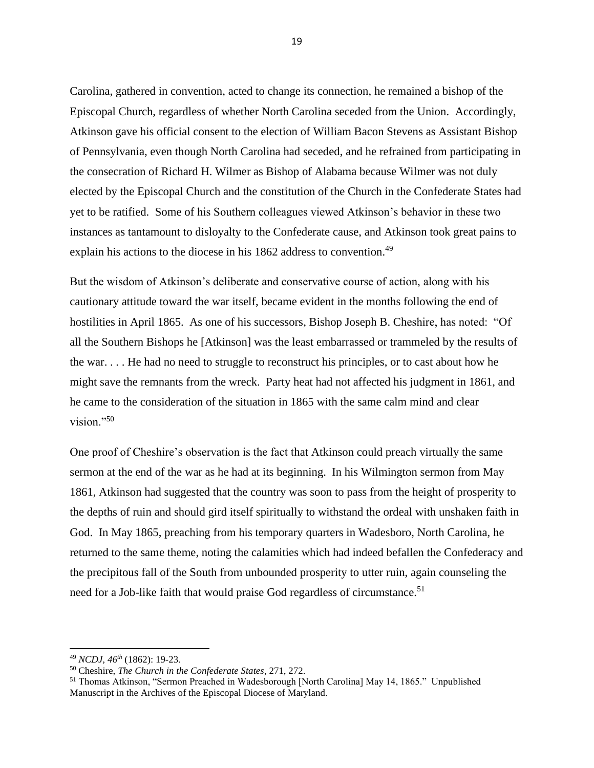Carolina, gathered in convention, acted to change its connection, he remained a bishop of the Episcopal Church, regardless of whether North Carolina seceded from the Union. Accordingly, Atkinson gave his official consent to the election of William Bacon Stevens as Assistant Bishop of Pennsylvania, even though North Carolina had seceded, and he refrained from participating in the consecration of Richard H. Wilmer as Bishop of Alabama because Wilmer was not duly elected by the Episcopal Church and the constitution of the Church in the Confederate States had yet to be ratified. Some of his Southern colleagues viewed Atkinson's behavior in these two instances as tantamount to disloyalty to the Confederate cause, and Atkinson took great pains to explain his actions to the diocese in his 1862 address to convention.[49]

But the wisdom of Atkinson's deliberate and conservative course of action, along with his cautionary attitude toward the war itself, became evident in the months following the end of hostilities in April 1865. As one of his successors, Bishop Joseph B. Cheshire, has noted: "Of all the Southern Bishops he [Atkinson] was the least embarrassed or trammeled by the results of the war. . . . He had no need to struggle to reconstruct his principles, or to cast about how he might save the remnants from the wreck. Party heat had not affected his judgment in 1861, and he came to the consideration of the situation in 1865 with the same calm mind and clear vision."[50]

One proof of Cheshire's observation is the fact that Atkinson could preach virtually the same sermon at the end of the war as he had at its beginning. In his Wilmington sermon from May 1861, Atkinson had suggested that the country was soon to pass from the height of prosperity to the depths of ruin and should gird itself spiritually to withstand the ordeal with unshaken faith in God. In May 1865, preaching from his temporary quarters in Wadesboro, North Carolina, he returned to the same theme, noting the calamities which had indeed befallen the Confederacy and the precipitous fall of the South from unbounded prosperity to utter ruin, again counseling the need for a Job-like faith that would praise God regardless of circumstance.[51]

---

[49] *NCDJ, 46th* (1862): 19-23.

[50] Cheshire, *The Church in the Confederate States*, 271, 272.

[51] Thomas Atkinson, "Sermon Preached in Wadesborough [North Carolina] May 14, 1865." Unpublished Manuscript in the Archives of the Episcopal Diocese of Maryland.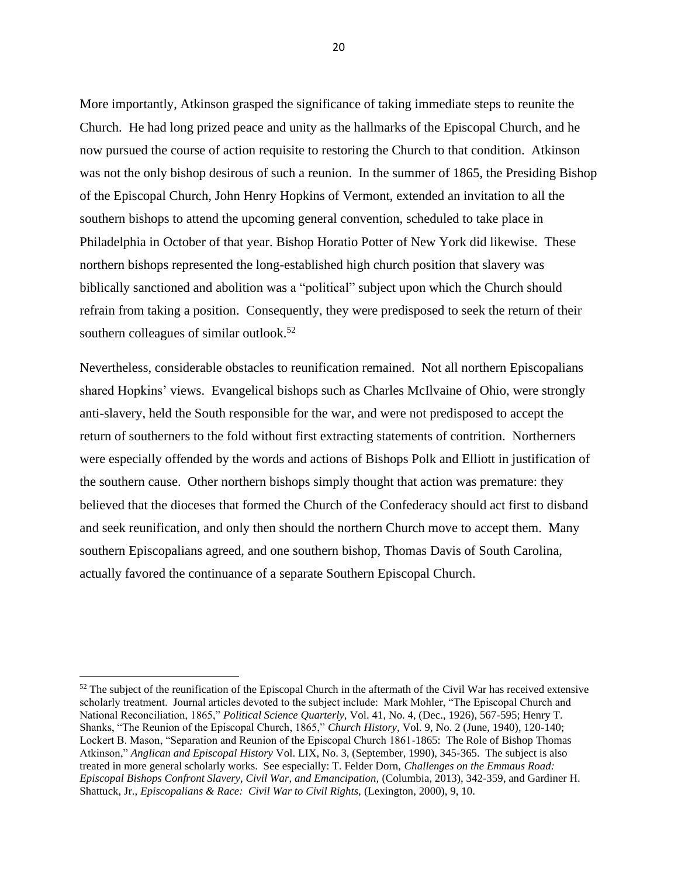More importantly, Atkinson grasped the significance of taking immediate steps to reunite the Church. He had long prized peace and unity as the hallmarks of the Episcopal Church, and he now pursued the course of action requisite to restoring the Church to that condition. Atkinson was not the only bishop desirous of such a reunion. In the summer of 1865, the Presiding Bishop of the Episcopal Church, John Henry Hopkins of Vermont, extended an invitation to all the southern bishops to attend the upcoming general convention, scheduled to take place in Philadelphia in October of that year. Bishop Horatio Potter of New York did likewise. These northern bishops represented the long-established high church position that slavery was biblically sanctioned and abolition was a "political" subject upon which the Church should refrain from taking a position. Consequently, they were predisposed to seek the return of their southern colleagues of similar outlook.[52]

Nevertheless, considerable obstacles to reunification remained. Not all northern Episcopalians shared Hopkins' views. Evangelical bishops such as Charles McIlvaine of Ohio, were strongly anti-slavery, held the South responsible for the war, and were not predisposed to accept the return of southerners to the fold without first extracting statements of contrition. Northerners were especially offended by the words and actions of Bishops Polk and Elliott in justification of the southern cause. Other northern bishops simply thought that action was premature: they believed that the dioceses that formed the Church of the Confederacy should act first to disband and seek reunification, and only then should the northern Church move to accept them. Many southern Episcopalians agreed, and one southern bishop, Thomas Davis of South Carolina, actually favored the continuance of a separate Southern Episcopal Church.

---

[52] The subject of the reunification of the Episcopal Church in the aftermath of the Civil War has received extensive scholarly treatment. Journal articles devoted to the subject include: Mark Mohler, "The Episcopal Church and National Reconciliation, 1865," *Political Science Quarterly,* Vol. 41, No. 4, (Dec., 1926), 567-595; Henry T. Shanks, "The Reunion of the Episcopal Church, 1865," *Church History,* Vol. 9, No. 2 (June, 1940), 120-140; Lockert B. Mason, "Separation and Reunion of the Episcopal Church 1861-1865: The Role of Bishop Thomas Atkinson," *Anglican and Episcopal History* Vol. LIX, No. 3, (September, 1990), 345-365. The subject is also treated in more general scholarly works. See especially: T. Felder Dorn, *Challenges on the Emmaus Road: Episcopal Bishops Confront Slavery, Civil War, and Emancipation,* (Columbia, 2013), 342-359, and Gardiner H. Shattuck, Jr., *Episcopalians & Race: Civil War to Civil Rights,* (Lexington, 2000), 9, 10.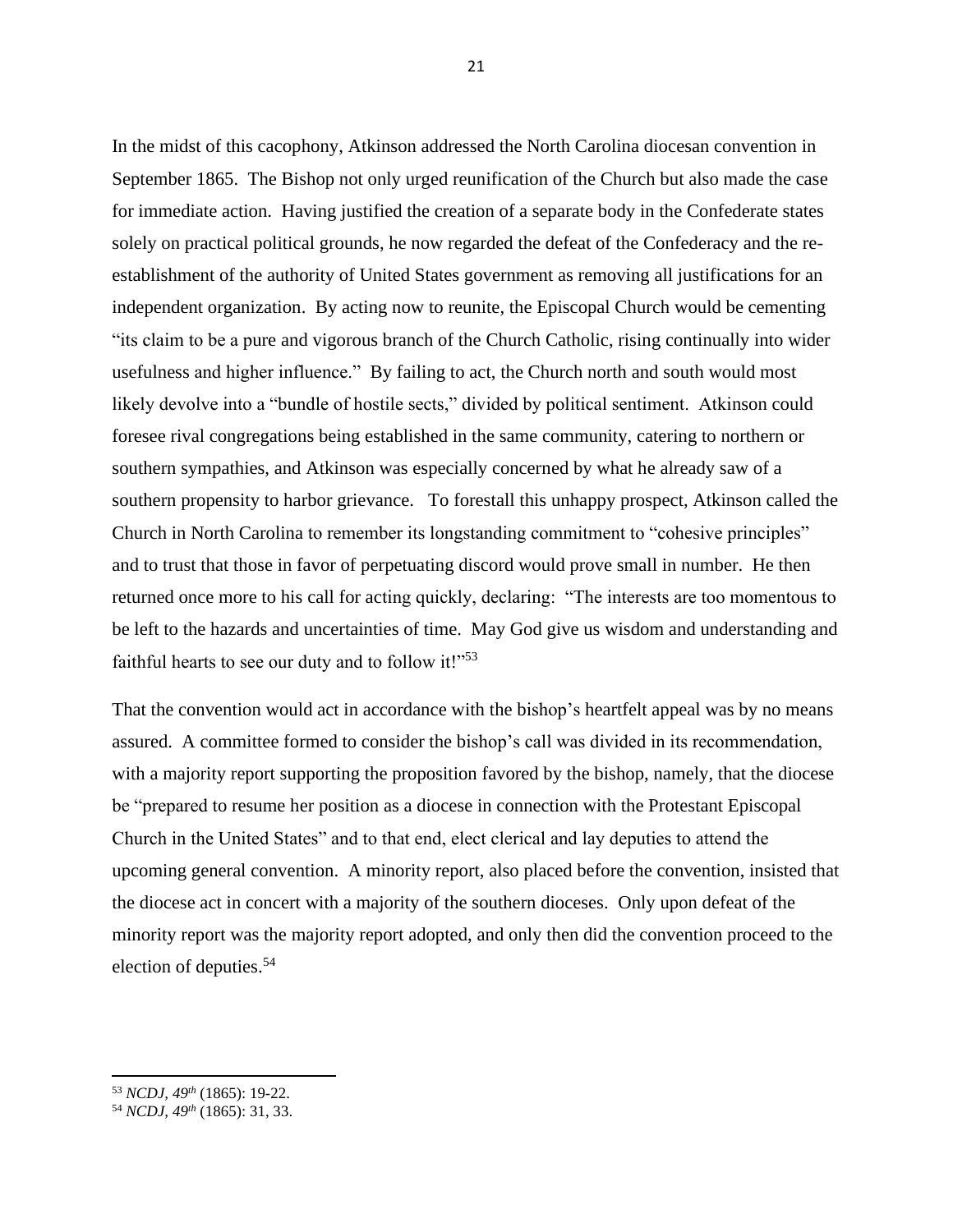In the midst of this cacophony, Atkinson addressed the North Carolina diocesan convention in September 1865. The Bishop not only urged reunification of the Church but also made the case for immediate action. Having justified the creation of a separate body in the Confederate states solely on practical political grounds, he now regarded the defeat of the Confederacy and the re-establishment of the authority of United States government as removing all justifications for an independent organization. By acting now to reunite, the Episcopal Church would be cementing "its claim to be a pure and vigorous branch of the Church Catholic, rising continually into wider usefulness and higher influence." By failing to act, the Church north and south would most likely devolve into a "bundle of hostile sects," divided by political sentiment. Atkinson could foresee rival congregations being established in the same community, catering to northern or southern sympathies, and Atkinson was especially concerned by what he already saw of a southern propensity to harbor grievance. To forestall this unhappy prospect, Atkinson called the Church in North Carolina to remember its longstanding commitment to "cohesive principles" and to trust that those in favor of perpetuating discord would prove small in number. He then returned once more to his call for acting quickly, declaring: "The interests are too momentous to be left to the hazards and uncertainties of time. May God give us wisdom and understanding and faithful hearts to see our duty and to follow it!"[53]

That the convention would act in accordance with the bishop's heartfelt appeal was by no means assured. A committee formed to consider the bishop's call was divided in its recommendation, with a majority report supporting the proposition favored by the bishop, namely, that the diocese be "prepared to resume her position as a diocese in connection with the Protestant Episcopal Church in the United States" and to that end, elect clerical and lay deputies to attend the upcoming general convention. A minority report, also placed before the convention, insisted that the diocese act in concert with a majority of the southern dioceses. Only upon defeat of the minority report was the majority report adopted, and only then did the convention proceed to the election of deputies.[54]

---

[53] *NCDJ, 49th* (1865): 19-22.

[54] *NCDJ, 49th* (1865): 31, 33.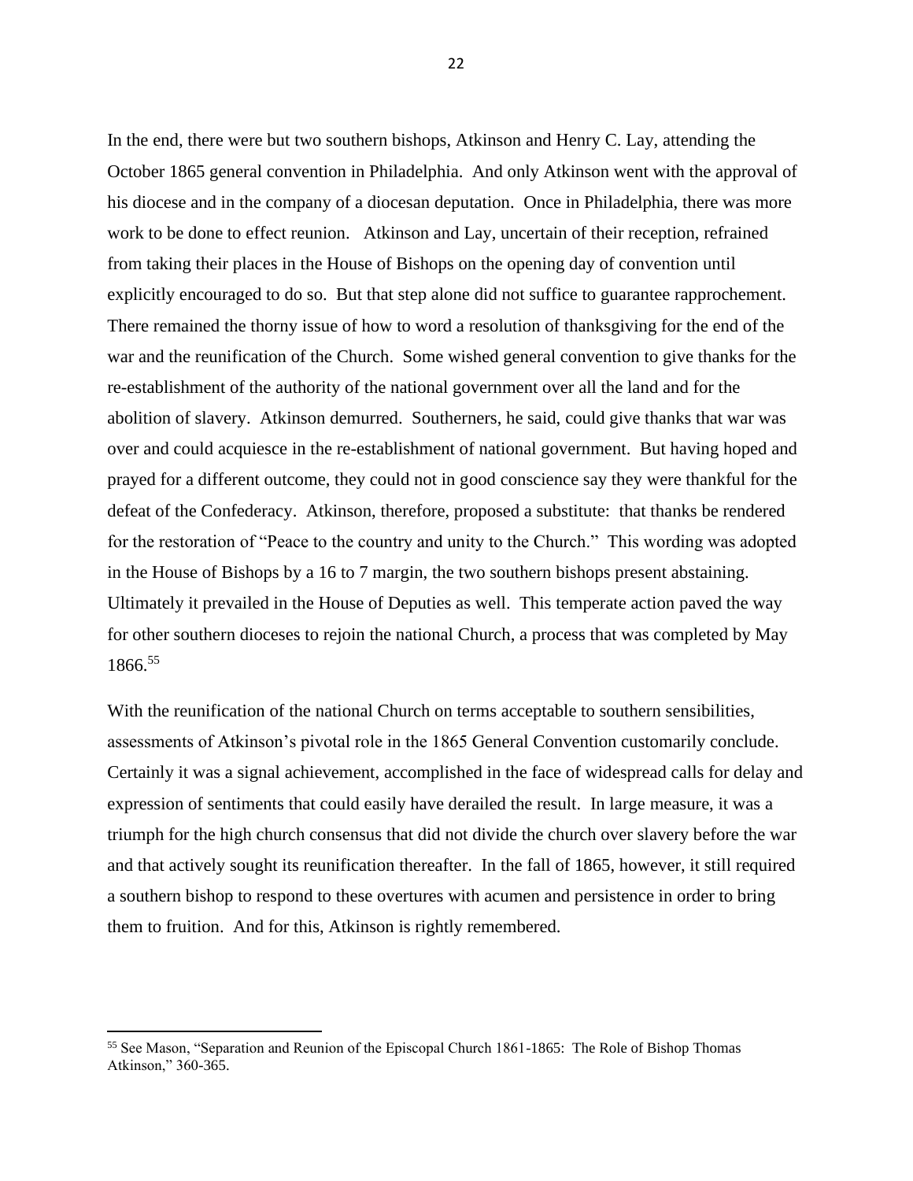In the end, there were but two southern bishops, Atkinson and Henry C. Lay, attending the October 1865 general convention in Philadelphia. And only Atkinson went with the approval of his diocese and in the company of a diocesan deputation. Once in Philadelphia, there was more work to be done to effect reunion. Atkinson and Lay, uncertain of their reception, refrained from taking their places in the House of Bishops on the opening day of convention until explicitly encouraged to do so. But that step alone did not suffice to guarantee rapprochement. There remained the thorny issue of how to word a resolution of thanksgiving for the end of the war and the reunification of the Church. Some wished general convention to give thanks for the re-establishment of the authority of the national government over all the land and for the abolition of slavery. Atkinson demurred. Southerners, he said, could give thanks that war was over and could acquiesce in the re-establishment of national government. But having hoped and prayed for a different outcome, they could not in good conscience say they were thankful for the defeat of the Confederacy. Atkinson, therefore, proposed a substitute: that thanks be rendered for the restoration of "Peace to the country and unity to the Church." This wording was adopted in the House of Bishops by a 16 to 7 margin, the two southern bishops present abstaining. Ultimately it prevailed in the House of Deputies as well. This temperate action paved the way for other southern dioceses to rejoin the national Church, a process that was completed by May 1866.[55]

With the reunification of the national Church on terms acceptable to southern sensibilities, assessments of Atkinson's pivotal role in the 1865 General Convention customarily conclude. Certainly it was a signal achievement, accomplished in the face of widespread calls for delay and expression of sentiments that could easily have derailed the result. In large measure, it was a triumph for the high church consensus that did not divide the church over slavery before the war and that actively sought its reunification thereafter. In the fall of 1865, however, it still required a southern bishop to respond to these overtures with acumen and persistence in order to bring them to fruition. And for this, Atkinson is rightly remembered.

---

[55] See Mason, "Separation and Reunion of the Episcopal Church 1861-1865: The Role of Bishop Thomas Atkinson," 360-365.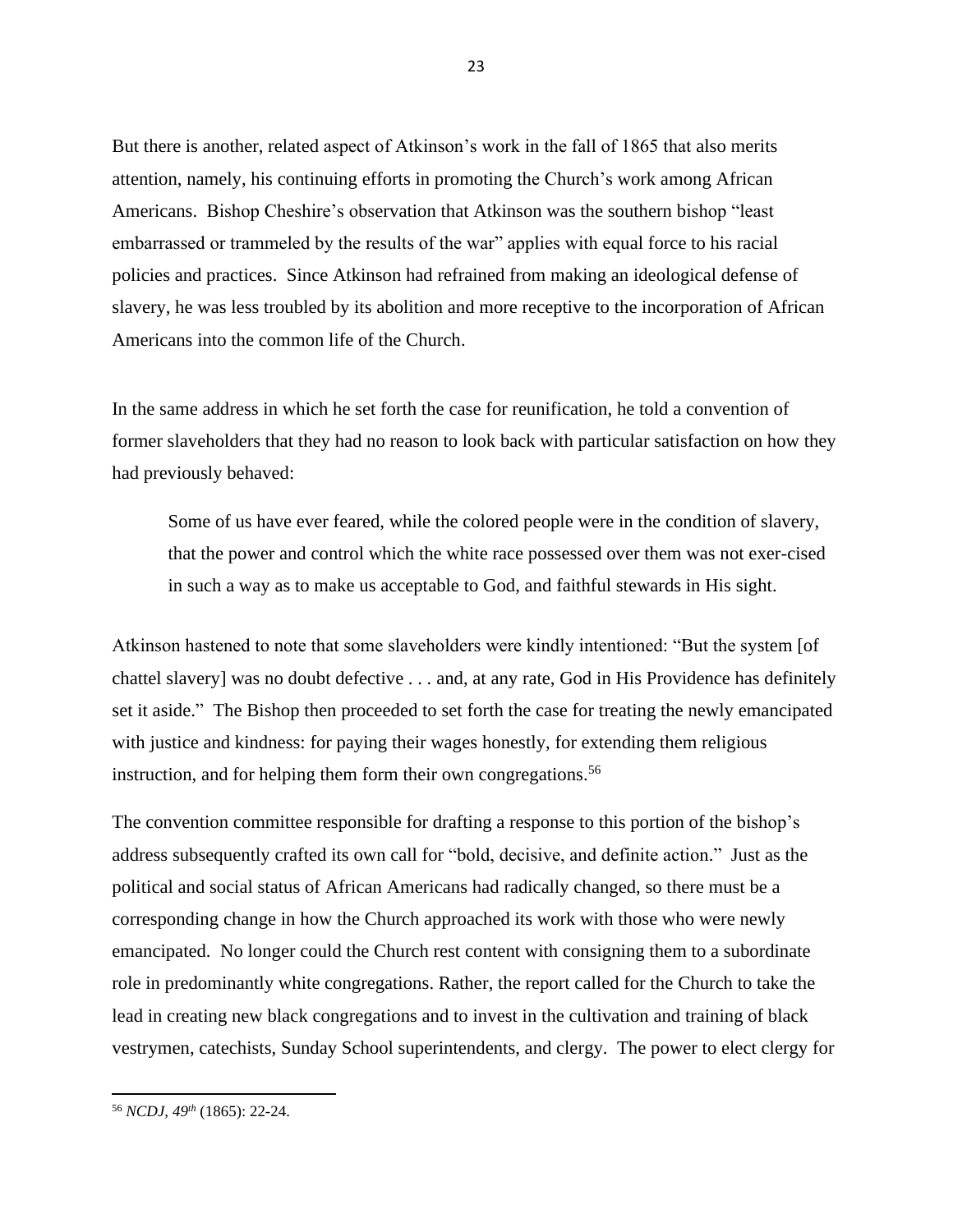But there is another, related aspect of Atkinson's work in the fall of 1865 that also merits attention, namely, his continuing efforts in promoting the Church's work among African Americans. Bishop Cheshire's observation that Atkinson was the southern bishop "least embarrassed or trammeled by the results of the war" applies with equal force to his racial policies and practices. Since Atkinson had refrained from making an ideological defense of slavery, he was less troubled by its abolition and more receptive to the incorporation of African Americans into the common life of the Church.

In the same address in which he set forth the case for reunification, he told a convention of former slaveholders that they had no reason to look back with particular satisfaction on how they had previously behaved:

> Some of us have ever feared, while the colored people were in the condition of slavery, that the power and control which the white race possessed over them was not exer-cised in such a way as to make us acceptable to God, and faithful stewards in His sight.

Atkinson hastened to note that some slaveholders were kindly intentioned: "But the system [of chattel slavery] was no doubt defective . . . and, at any rate, God in His Providence has definitely set it aside." The Bishop then proceeded to set forth the case for treating the newly emancipated with justice and kindness: for paying their wages honestly, for extending them religious instruction, and for helping them form their own congregations.[56]

The convention committee responsible for drafting a response to this portion of the bishop's address subsequently crafted its own call for "bold, decisive, and definite action." Just as the political and social status of African Americans had radically changed, so there must be a corresponding change in how the Church approached its work with those who were newly emancipated. No longer could the Church rest content with consigning them to a subordinate role in predominantly white congregations. Rather, the report called for the Church to take the lead in creating new black congregations and to invest in the cultivation and training of black vestrymen, catechists, Sunday School superintendents, and clergy. The power to elect clergy for

---

[56] *NCDJ, 49th* (1865): 22-24.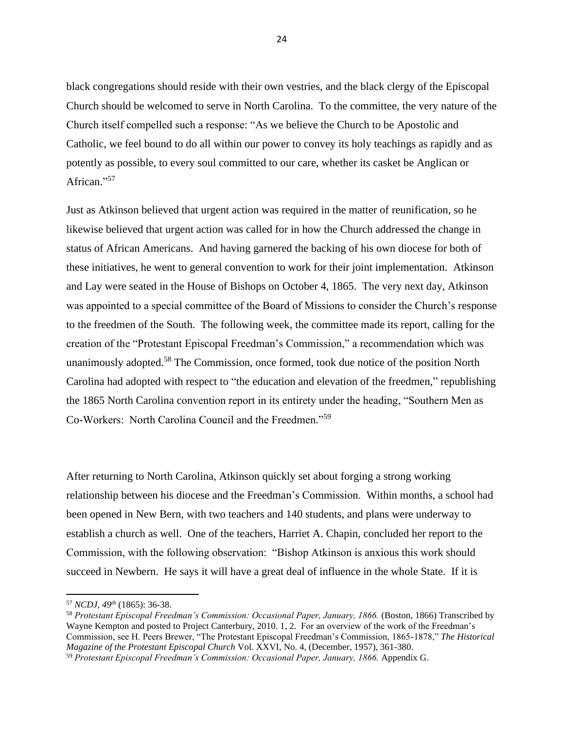black congregations should reside with their own vestries, and the black clergy of the Episcopal Church should be welcomed to serve in North Carolina. To the committee, the very nature of the Church itself compelled such a response: "As we believe the Church to be Apostolic and Catholic, we feel bound to do all within our power to convey its holy teachings as rapidly and as potently as possible, to every soul committed to our care, whether its casket be Anglican or African."[57]

Just as Atkinson believed that urgent action was required in the matter of reunification, so he likewise believed that urgent action was called for in how the Church addressed the change in status of African Americans. And having garnered the backing of his own diocese for both of these initiatives, he went to general convention to work for their joint implementation. Atkinson and Lay were seated in the House of Bishops on October 4, 1865. The very next day, Atkinson was appointed to a special committee of the Board of Missions to consider the Church's response to the freedmen of the South. The following week, the committee made its report, calling for the creation of the "Protestant Episcopal Freedman's Commission," a recommendation which was unanimously adopted.[58] The Commission, once formed, took due notice of the position North Carolina had adopted with respect to "the education and elevation of the freedmen," republishing the 1865 North Carolina convention report in its entirety under the heading, "Southern Men as Co-Workers: North Carolina Council and the Freedmen."[59]

After returning to North Carolina, Atkinson quickly set about forging a strong working relationship between his diocese and the Freedman's Commission. Within months, a school had been opened in New Bern, with two teachers and 140 students, and plans were underway to establish a church as well. One of the teachers, Harriet A. Chapin, concluded her report to the Commission, with the following observation: "Bishop Atkinson is anxious this work should succeed in Newbern. He says it will have a great deal of influence in the whole State. If it is

---

[57] *NCDJ, 49th* (1865): 36-38.

[58] *Protestant Episcopal Freedman's Commission: Occasional Paper, January, 1866.* (Boston, 1866) Transcribed by Wayne Kempton and posted to Project Canterbury, 2010. 1, 2. For an overview of the work of the Freedman's Commission, see H. Peers Brewer, "The Protestant Episcopal Freedman's Commission, 1865-1878," *The Historical Magazine of the Protestant Episcopal Church* Vol. XXVI, No. 4, (December, 1957), 361-380.

[59] *Protestant Episcopal Freedman's Commission: Occasional Paper, January, 1866.* Appendix G.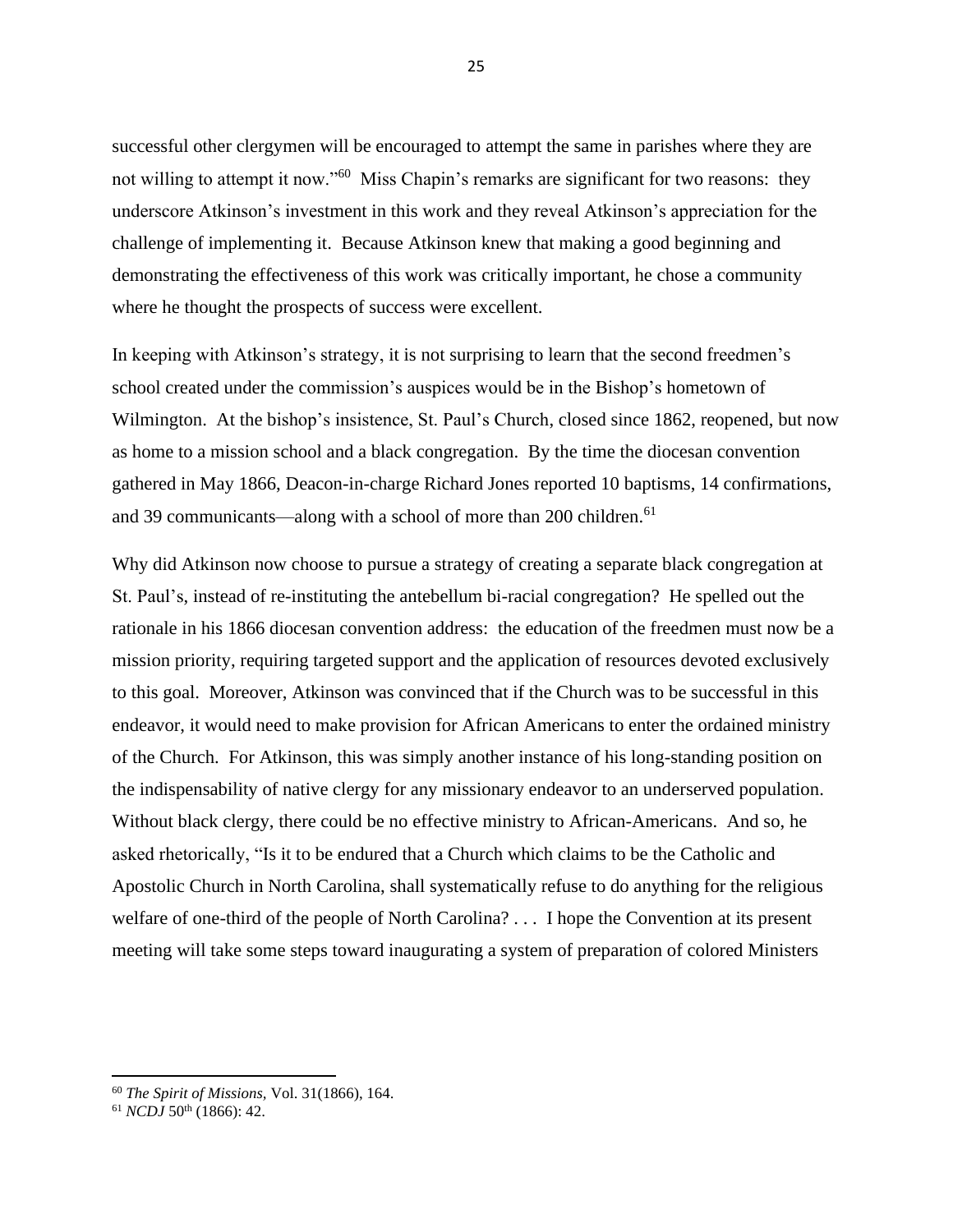successful other clergymen will be encouraged to attempt the same in parishes where they are not willing to attempt it now."[60] Miss Chapin's remarks are significant for two reasons: they underscore Atkinson's investment in this work and they reveal Atkinson's appreciation for the challenge of implementing it. Because Atkinson knew that making a good beginning and demonstrating the effectiveness of this work was critically important, he chose a community where he thought the prospects of success were excellent.

In keeping with Atkinson's strategy, it is not surprising to learn that the second freedmen's school created under the commission's auspices would be in the Bishop's hometown of Wilmington. At the bishop's insistence, St. Paul's Church, closed since 1862, reopened, but now as home to a mission school and a black congregation. By the time the diocesan convention gathered in May 1866, Deacon-in-charge Richard Jones reported 10 baptisms, 14 confirmations, and 39 communicants—along with a school of more than 200 children.[61]

Why did Atkinson now choose to pursue a strategy of creating a separate black congregation at St. Paul's, instead of re-instituting the antebellum bi-racial congregation? He spelled out the rationale in his 1866 diocesan convention address: the education of the freedmen must now be a mission priority, requiring targeted support and the application of resources devoted exclusively to this goal. Moreover, Atkinson was convinced that if the Church was to be successful in this endeavor, it would need to make provision for African Americans to enter the ordained ministry of the Church. For Atkinson, this was simply another instance of his long-standing position on the indispensability of native clergy for any missionary endeavor to an underserved population. Without black clergy, there could be no effective ministry to African-Americans. And so, he asked rhetorically, "Is it to be endured that a Church which claims to be the Catholic and Apostolic Church in North Carolina, shall systematically refuse to do anything for the religious welfare of one-third of the people of North Carolina? . . . I hope the Convention at its present meeting will take some steps toward inaugurating a system of preparation of colored Ministers

---

[60] *The Spirit of Missions,* Vol. 31(1866), 164.

[61] *NCDJ* 50th (1866): 42.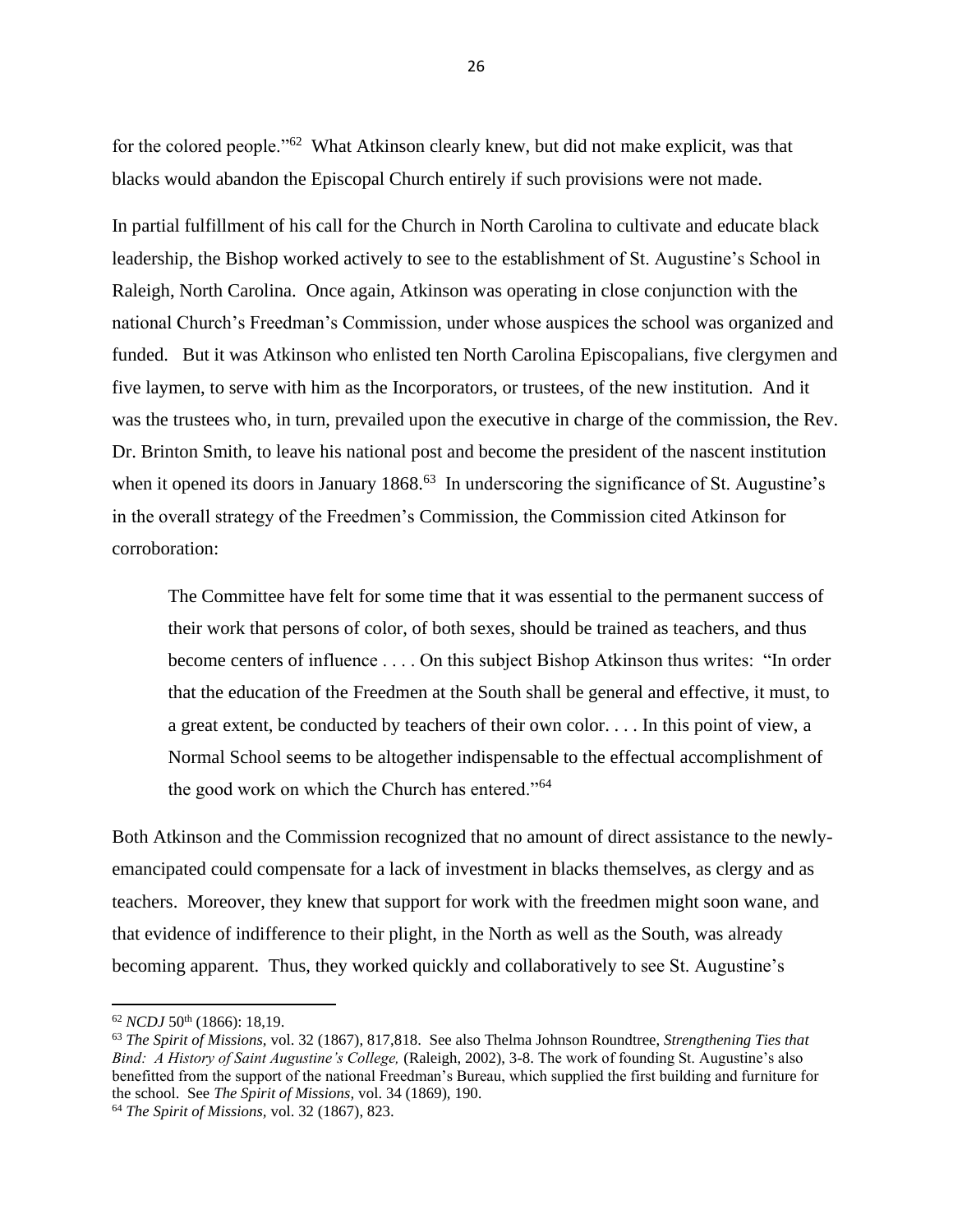for the colored people."[62] What Atkinson clearly knew, but did not make explicit, was that blacks would abandon the Episcopal Church entirely if such provisions were not made.

In partial fulfillment of his call for the Church in North Carolina to cultivate and educate black leadership, the Bishop worked actively to see to the establishment of St. Augustine's School in Raleigh, North Carolina. Once again, Atkinson was operating in close conjunction with the national Church's Freedman's Commission, under whose auspices the school was organized and funded. But it was Atkinson who enlisted ten North Carolina Episcopalians, five clergymen and five laymen, to serve with him as the Incorporators, or trustees, of the new institution. And it was the trustees who, in turn, prevailed upon the executive in charge of the commission, the Rev. Dr. Brinton Smith, to leave his national post and become the president of the nascent institution when it opened its doors in January 1868.[63] In underscoring the significance of St. Augustine's in the overall strategy of the Freedmen's Commission, the Commission cited Atkinson for corroboration:

> The Committee have felt for some time that it was essential to the permanent success of their work that persons of color, of both sexes, should be trained as teachers, and thus become centers of influence . . . . On this subject Bishop Atkinson thus writes: "In order that the education of the Freedmen at the South shall be general and effective, it must, to a great extent, be conducted by teachers of their own color. . . . In this point of view, a Normal School seems to be altogether indispensable to the effectual accomplishment of the good work on which the Church has entered."[64]

Both Atkinson and the Commission recognized that no amount of direct assistance to the newly-emancipated could compensate for a lack of investment in blacks themselves, as clergy and as teachers. Moreover, they knew that support for work with the freedmen might soon wane, and that evidence of indifference to their plight, in the North as well as the South, was already becoming apparent. Thus, they worked quickly and collaboratively to see St. Augustine's

---

[62] *NCDJ* 50th (1866): 18,19.

[63] *The Spirit of Missions,* vol. 32 (1867), 817,818. See also Thelma Johnson Roundtree, *Strengthening Ties that Bind: A History of Saint Augustine's College,* (Raleigh, 2002), 3-8. The work of founding St. Augustine's also benefitted from the support of the national Freedman's Bureau, which supplied the first building and furniture for the school. See *The Spirit of Missions,* vol. 34 (1869), 190.

[64] *The Spirit of Missions,* vol. 32 (1867), 823.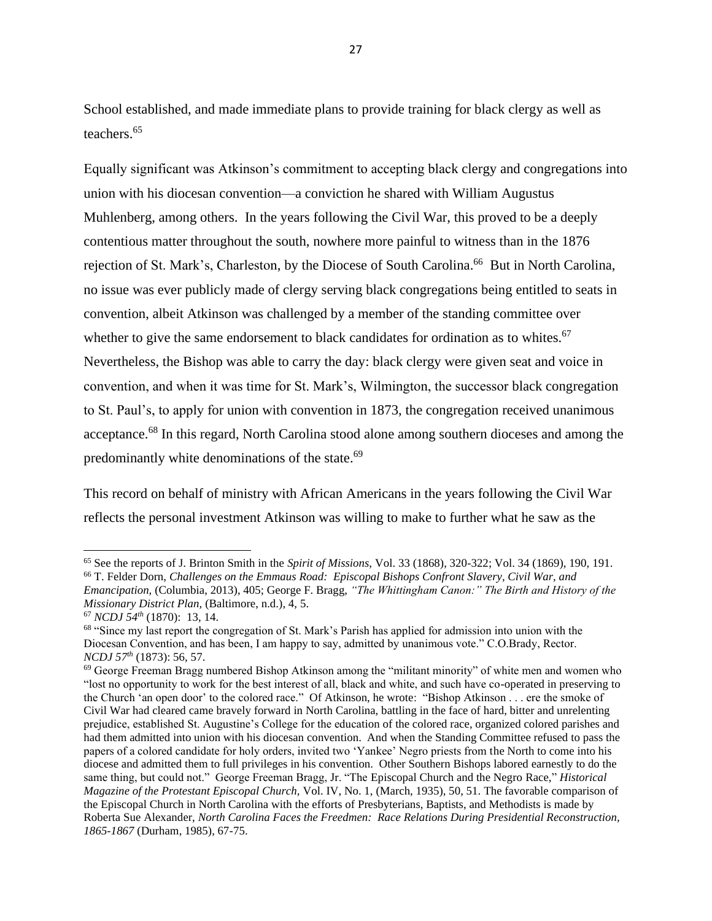School established, and made immediate plans to provide training for black clergy as well as teachers.[65]

Equally significant was Atkinson's commitment to accepting black clergy and congregations into union with his diocesan convention—a conviction he shared with William Augustus Muhlenberg, among others. In the years following the Civil War, this proved to be a deeply contentious matter throughout the south, nowhere more painful to witness than in the 1876 rejection of St. Mark's, Charleston, by the Diocese of South Carolina.[66] But in North Carolina, no issue was ever publicly made of clergy serving black congregations being entitled to seats in convention, albeit Atkinson was challenged by a member of the standing committee over whether to give the same endorsement to black candidates for ordination as to whites.[67] Nevertheless, the Bishop was able to carry the day: black clergy were given seat and voice in convention, and when it was time for St. Mark's, Wilmington, the successor black congregation to St. Paul's, to apply for union with convention in 1873, the congregation received unanimous acceptance.[68] In this regard, North Carolina stood alone among southern dioceses and among the predominantly white denominations of the state.[69]

This record on behalf of ministry with African Americans in the years following the Civil War reflects the personal investment Atkinson was willing to make to further what he saw as the

---

[65] See the reports of J. Brinton Smith in the *Spirit of Missions*, Vol. 33 (1868), 320-322; Vol. 34 (1869), 190, 191.

[66] T. Felder Dorn, *Challenges on the Emmaus Road: Episcopal Bishops Confront Slavery, Civil War, and Emancipation,* (Columbia, 2013), 405; George F. Bragg, *"The Whittingham Canon:" The Birth and History of the Missionary District Plan,* (Baltimore, n.d.), 4, 5.

[67] *NCDJ 54th* (1870): 13, 14.

[68] "Since my last report the congregation of St. Mark's Parish has applied for admission into union with the Diocesan Convention, and has been, I am happy to say, admitted by unanimous vote." C.O.Brady, Rector. *NCDJ 57th* (1873): 56, 57.

[69] George Freeman Bragg numbered Bishop Atkinson among the "militant minority" of white men and women who "lost no opportunity to work for the best interest of all, black and white, and such have co-operated in preserving to the Church 'an open door' to the colored race." Of Atkinson, he wrote: "Bishop Atkinson . . . ere the smoke of Civil War had cleared came bravely forward in North Carolina, battling in the face of hard, bitter and unrelenting prejudice, established St. Augustine's College for the education of the colored race, organized colored parishes and had them admitted into union with his diocesan convention. And when the Standing Committee refused to pass the papers of a colored candidate for holy orders, invited two 'Yankee' Negro priests from the North to come into his diocese and admitted them to full privileges in his convention. Other Southern Bishops labored earnestly to do the same thing, but could not." George Freeman Bragg, Jr. "The Episcopal Church and the Negro Race," *Historical Magazine of the Protestant Episcopal Church,* Vol. IV, No. 1, (March, 1935), 50, 51. The favorable comparison of the Episcopal Church in North Carolina with the efforts of Presbyterians, Baptists, and Methodists is made by Roberta Sue Alexander, *North Carolina Faces the Freedmen: Race Relations During Presidential Reconstruction, 1865-1867* (Durham, 1985), 67-75.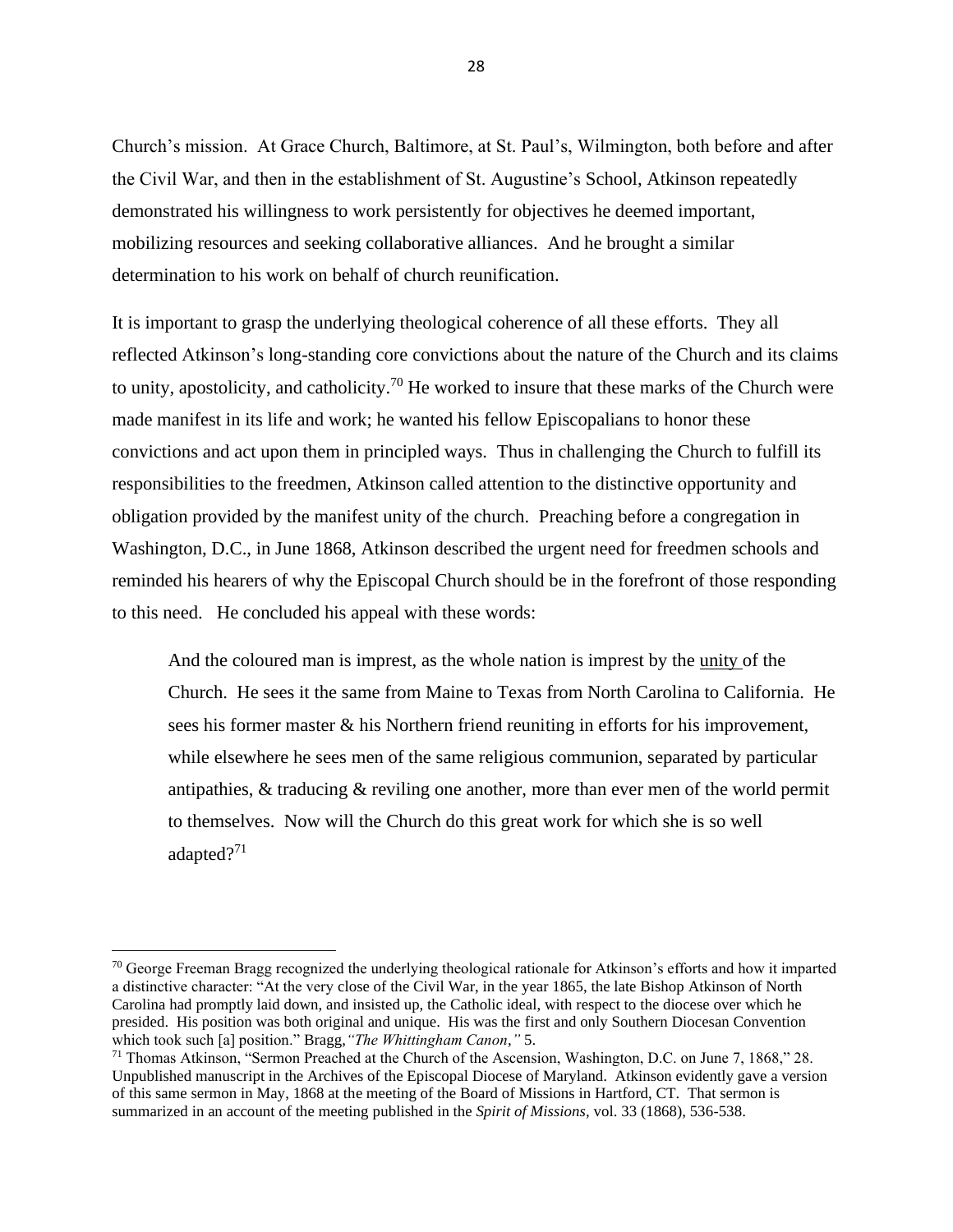Church's mission. At Grace Church, Baltimore, at St. Paul's, Wilmington, both before and after the Civil War, and then in the establishment of St. Augustine's School, Atkinson repeatedly demonstrated his willingness to work persistently for objectives he deemed important, mobilizing resources and seeking collaborative alliances. And he brought a similar determination to his work on behalf of church reunification.

It is important to grasp the underlying theological coherence of all these efforts. They all reflected Atkinson's long-standing core convictions about the nature of the Church and its claims to unity, apostolicity, and catholicity.[70] He worked to insure that these marks of the Church were made manifest in its life and work; he wanted his fellow Episcopalians to honor these convictions and act upon them in principled ways. Thus in challenging the Church to fulfill its responsibilities to the freedmen, Atkinson called attention to the distinctive opportunity and obligation provided by the manifest unity of the church. Preaching before a congregation in Washington, D.C., in June 1868, Atkinson described the urgent need for freedmen schools and reminded his hearers of why the Episcopal Church should be in the forefront of those responding to this need. He concluded his appeal with these words:

> And the coloured man is imprest, as the whole nation is imprest by the <u>unity</u> of the Church. He sees it the same from Maine to Texas from North Carolina to California. He sees his former master & his Northern friend reuniting in efforts for his improvement, while elsewhere he sees men of the same religious communion, separated by particular antipathies, & traducing & reviling one another, more than ever men of the world permit to themselves. Now will the Church do this great work for which she is so well adapted?[71]

---

[70] George Freeman Bragg recognized the underlying theological rationale for Atkinson's efforts and how it imparted a distinctive character: "At the very close of the Civil War, in the year 1865, the late Bishop Atkinson of North Carolina had promptly laid down, and insisted up, the Catholic ideal, with respect to the diocese over which he presided. His position was both original and unique. His was the first and only Southern Diocesan Convention which took such [a] position." Bragg, *"The Whittingham Canon,"* 5.

[71] Thomas Atkinson, "Sermon Preached at the Church of the Ascension, Washington, D.C. on June 7, 1868," 28. Unpublished manuscript in the Archives of the Episcopal Diocese of Maryland. Atkinson evidently gave a version of this same sermon in May, 1868 at the meeting of the Board of Missions in Hartford, CT. That sermon is summarized in an account of the meeting published in the *Spirit of Missions*, vol. 33 (1868), 536-538.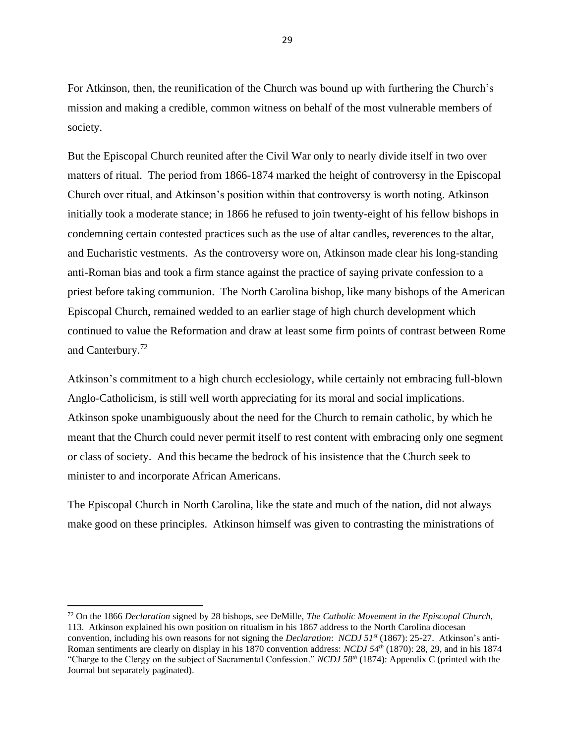For Atkinson, then, the reunification of the Church was bound up with furthering the Church's mission and making a credible, common witness on behalf of the most vulnerable members of society.

But the Episcopal Church reunited after the Civil War only to nearly divide itself in two over matters of ritual. The period from 1866-1874 marked the height of controversy in the Episcopal Church over ritual, and Atkinson's position within that controversy is worth noting. Atkinson initially took a moderate stance; in 1866 he refused to join twenty-eight of his fellow bishops in condemning certain contested practices such as the use of altar candles, reverences to the altar, and Eucharistic vestments. As the controversy wore on, Atkinson made clear his long-standing anti-Roman bias and took a firm stance against the practice of saying private confession to a priest before taking communion. The North Carolina bishop, like many bishops of the American Episcopal Church, remained wedded to an earlier stage of high church development which continued to value the Reformation and draw at least some firm points of contrast between Rome and Canterbury.[72]

Atkinson's commitment to a high church ecclesiology, while certainly not embracing full-blown Anglo-Catholicism, is still well worth appreciating for its moral and social implications. Atkinson spoke unambiguously about the need for the Church to remain catholic, by which he meant that the Church could never permit itself to rest content with embracing only one segment or class of society. And this became the bedrock of his insistence that the Church seek to minister to and incorporate African Americans.

The Episcopal Church in North Carolina, like the state and much of the nation, did not always make good on these principles. Atkinson himself was given to contrasting the ministrations of

---

[72] On the 1866 *Declaration* signed by 28 bishops, see DeMille, *The Catholic Movement in the Episcopal Church,* 113. Atkinson explained his own position on ritualism in his 1867 address to the North Carolina diocesan convention, including his own reasons for not signing the *Declaration*: *NCDJ 51st* (1867): 25-27. Atkinson's anti-Roman sentiments are clearly on display in his 1870 convention address: *NCDJ 54th* (1870): 28, 29, and in his 1874 "Charge to the Clergy on the subject of Sacramental Confession." *NCDJ 58th* (1874): Appendix C (printed with the Journal but separately paginated).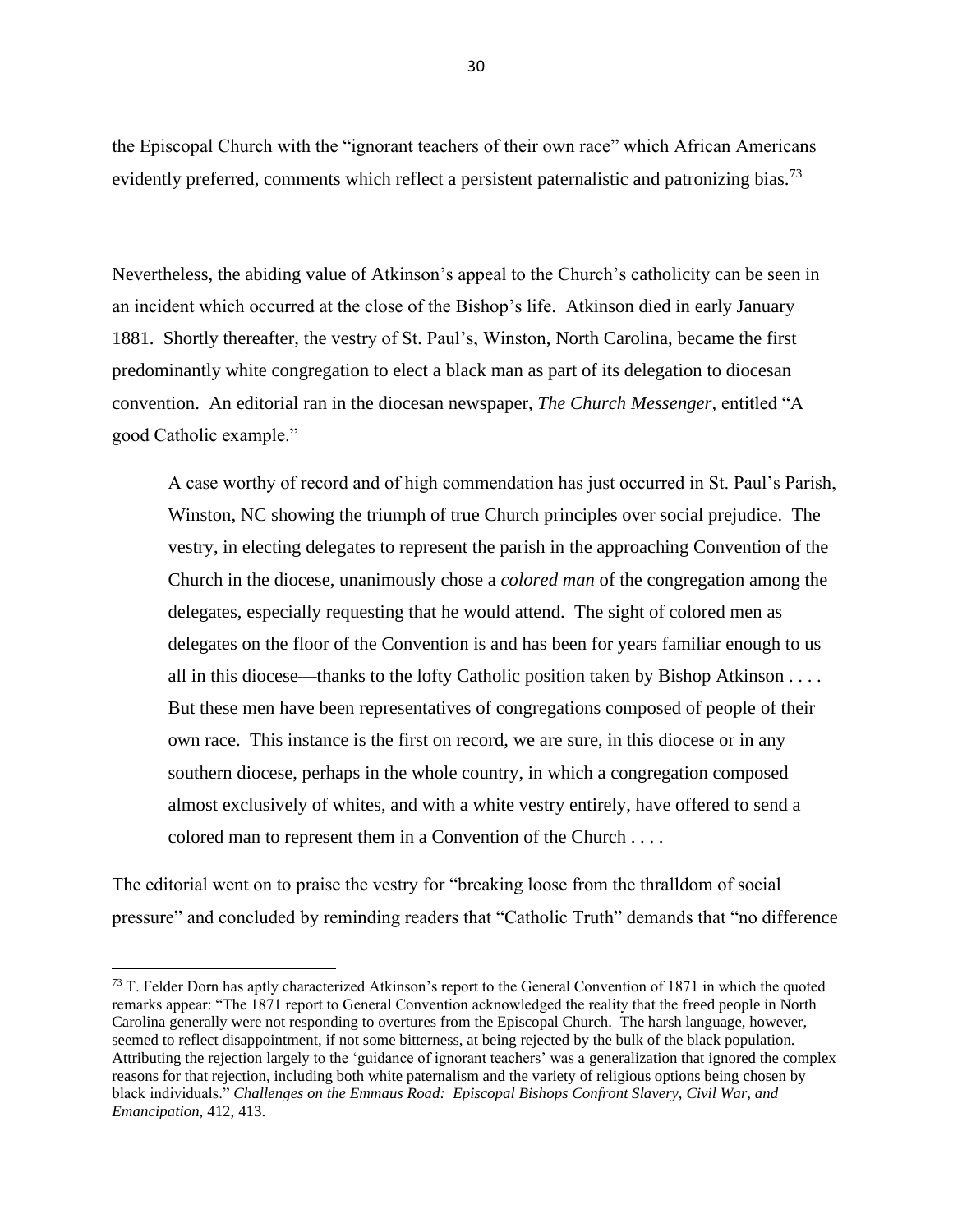the Episcopal Church with the "ignorant teachers of their own race" which African Americans evidently preferred, comments which reflect a persistent paternalistic and patronizing bias.[73]

Nevertheless, the abiding value of Atkinson's appeal to the Church's catholicity can be seen in an incident which occurred at the close of the Bishop's life. Atkinson died in early January 1881. Shortly thereafter, the vestry of St. Paul's, Winston, North Carolina, became the first predominantly white congregation to elect a black man as part of its delegation to diocesan convention. An editorial ran in the diocesan newspaper, *The Church Messenger*, entitled "A good Catholic example."

> A case worthy of record and of high commendation has just occurred in St. Paul's Parish, Winston, NC showing the triumph of true Church principles over social prejudice. The vestry, in electing delegates to represent the parish in the approaching Convention of the Church in the diocese, unanimously chose a *colored man* of the congregation among the delegates, especially requesting that he would attend. The sight of colored men as delegates on the floor of the Convention is and has been for years familiar enough to us all in this diocese—thanks to the lofty Catholic position taken by Bishop Atkinson . . . . But these men have been representatives of congregations composed of people of their own race. This instance is the first on record, we are sure, in this diocese or in any southern diocese, perhaps in the whole country, in which a congregation composed almost exclusively of whites, and with a white vestry entirely, have offered to send a colored man to represent them in a Convention of the Church . . . .

The editorial went on to praise the vestry for "breaking loose from the thralldom of social pressure" and concluded by reminding readers that "Catholic Truth" demands that "no difference

---

[73] T. Felder Dorn has aptly characterized Atkinson's report to the General Convention of 1871 in which the quoted remarks appear: "The 1871 report to General Convention acknowledged the reality that the freed people in North Carolina generally were not responding to overtures from the Episcopal Church. The harsh language, however, seemed to reflect disappointment, if not some bitterness, at being rejected by the bulk of the black population. Attributing the rejection largely to the 'guidance of ignorant teachers' was a generalization that ignored the complex reasons for that rejection, including both white paternalism and the variety of religious options being chosen by black individuals." *Challenges on the Emmaus Road: Episcopal Bishops Confront Slavery, Civil War, and Emancipation,* 412, 413.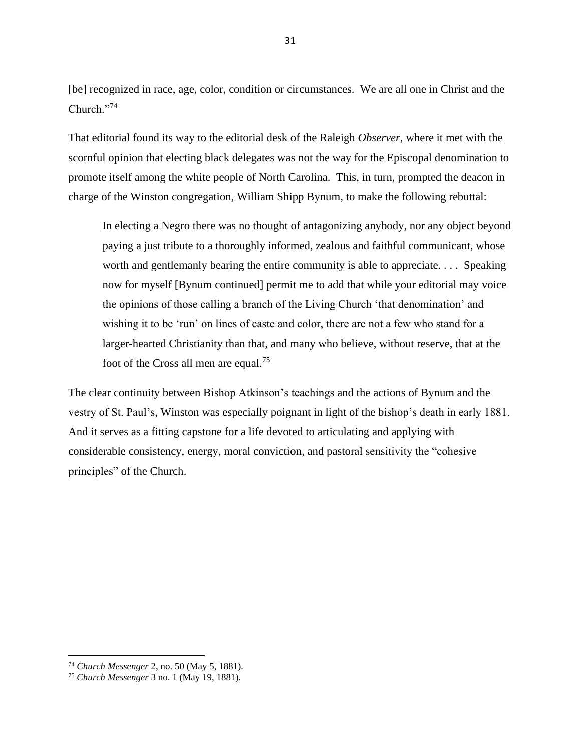[be] recognized in race, age, color, condition or circumstances. We are all one in Christ and the Church."[74]

That editorial found its way to the editorial desk of the Raleigh *Observer*, where it met with the scornful opinion that electing black delegates was not the way for the Episcopal denomination to promote itself among the white people of North Carolina. This, in turn, prompted the deacon in charge of the Winston congregation, William Shipp Bynum, to make the following rebuttal:

> In electing a Negro there was no thought of antagonizing anybody, nor any object beyond paying a just tribute to a thoroughly informed, zealous and faithful communicant, whose worth and gentlemanly bearing the entire community is able to appreciate. . . . Speaking now for myself [Bynum continued] permit me to add that while your editorial may voice the opinions of those calling a branch of the Living Church 'that denomination' and wishing it to be 'run' on lines of caste and color, there are not a few who stand for a larger-hearted Christianity than that, and many who believe, without reserve, that at the foot of the Cross all men are equal.[75]

The clear continuity between Bishop Atkinson's teachings and the actions of Bynum and the vestry of St. Paul's, Winston was especially poignant in light of the bishop's death in early 1881. And it serves as a fitting capstone for a life devoted to articulating and applying with considerable consistency, energy, moral conviction, and pastoral sensitivity the "cohesive principles" of the Church.

---

[74] *Church Messenger* 2, no. 50 (May 5, 1881).

[75] *Church Messenger* 3 no. 1 (May 19, 1881).